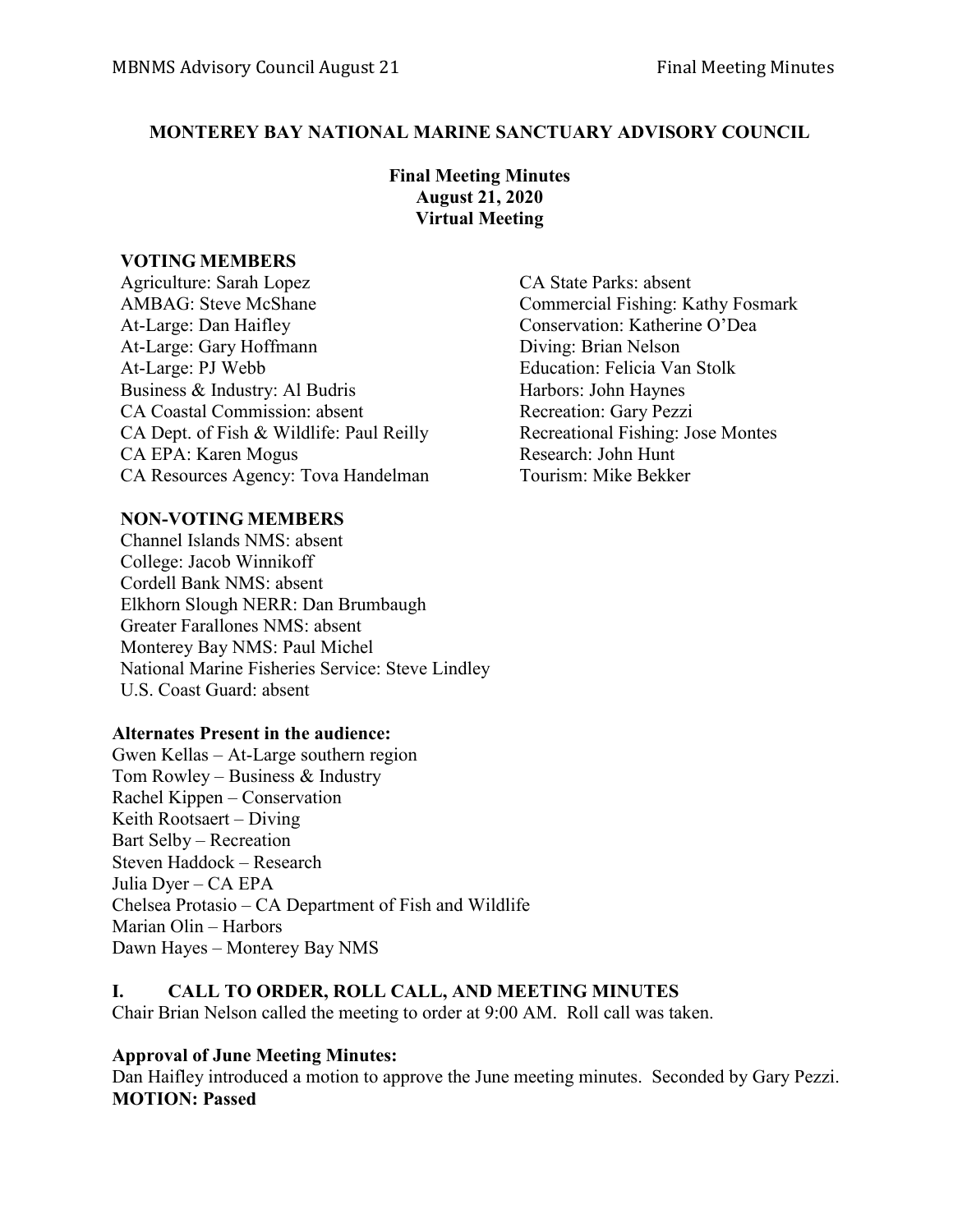# MONTEREY BAY NATIONAL MARINE SANCTUARY ADVISORY COUNCIL

**Final Meeting Minutes**
**August 21, 2020**
**Virtual Meeting**

### VOTING MEMBERS

Agriculture: Sarah Lopez
AMBAG: Steve McShane
At-Large: Dan Haifley
At-Large: Gary Hoffmann
At-Large: PJ Webb
Business & Industry: Al Budris
CA Coastal Commission: absent
CA Dept. of Fish & Wildlife: Paul Reilly
CA EPA: Karen Mogus
CA Resources Agency: Tova Handelman
CA State Parks: absent
Commercial Fishing: Kathy Fosmark
Conservation: Katherine O'Dea
Diving: Brian Nelson
Education: Felicia Van Stolk
Harbors: John Haynes
Recreation: Gary Pezzi
Recreational Fishing: Jose Montes
Research: John Hunt
Tourism: Mike Bekker

### NON-VOTING MEMBERS

Channel Islands NMS: absent
College: Jacob Winnikoff
Cordell Bank NMS: absent
Elkhorn Slough NERR: Dan Brumbaugh
Greater Farallones NMS: absent
Monterey Bay NMS: Paul Michel
National Marine Fisheries Service: Steve Lindley
U.S. Coast Guard: absent

### Alternates Present in the audience:

Gwen Kellas – At-Large southern region
Tom Rowley – Business & Industry
Rachel Kippen – Conservation
Keith Rootsaert – Diving
Bart Selby – Recreation
Steven Haddock – Research
Julia Dyer – CA EPA
Chelsea Protasio – CA Department of Fish and Wildlife
Marian Olin – Harbors
Dawn Hayes – Monterey Bay NMS

## I. CALL TO ORDER, ROLL CALL, AND MEETING MINUTES

Chair Brian Nelson called the meeting to order at 9:00 AM. Roll call was taken.

**Approval of June Meeting Minutes:**
Dan Haifley introduced a motion to approve the June meeting minutes. Seconded by Gary Pezzi.
**MOTION: Passed**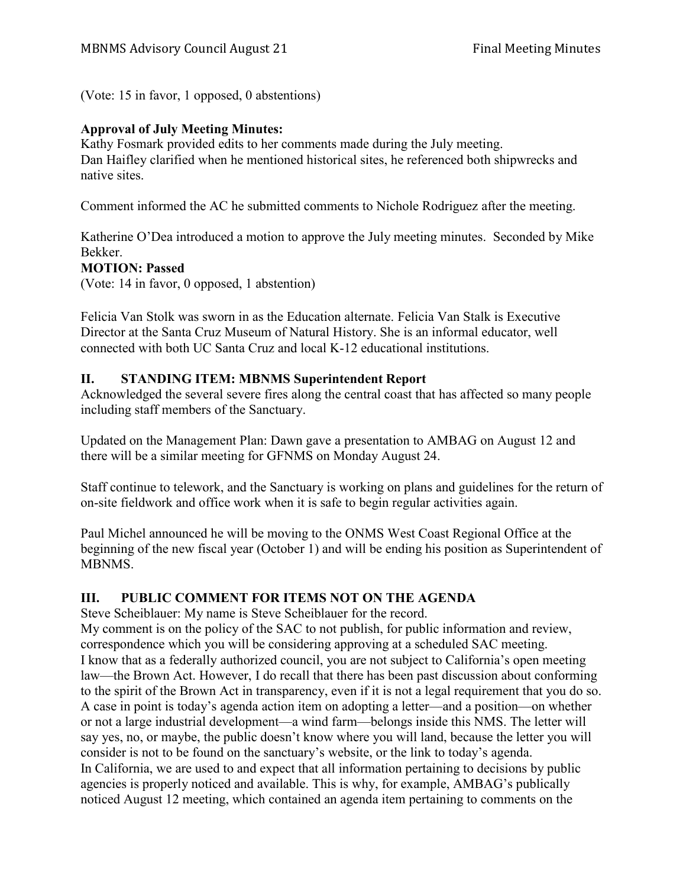(Vote: 15 in favor, 1 opposed, 0 abstentions)

**Approval of July Meeting Minutes:**
Kathy Fosmark provided edits to her comments made during the July meeting.
Dan Haifley clarified when he mentioned historical sites, he referenced both shipwrecks and native sites.

Comment informed the AC he submitted comments to Nichole Rodriguez after the meeting.

Katherine O'Dea introduced a motion to approve the July meeting minutes. Seconded by Mike Bekker.

**MOTION: Passed**
(Vote: 14 in favor, 0 opposed, 1 abstention)

Felicia Van Stolk was sworn in as the Education alternate. Felicia Van Stalk is Executive Director at the Santa Cruz Museum of Natural History. She is an informal educator, well connected with both UC Santa Cruz and local K-12 educational institutions.

## II. STANDING ITEM: MBNMS Superintendent Report

Acknowledged the several severe fires along the central coast that has affected so many people including staff members of the Sanctuary.

Updated on the Management Plan: Dawn gave a presentation to AMBAG on August 12 and there will be a similar meeting for GFNMS on Monday August 24.

Staff continue to telework, and the Sanctuary is working on plans and guidelines for the return of on-site fieldwork and office work when it is safe to begin regular activities again.

Paul Michel announced he will be moving to the ONMS West Coast Regional Office at the beginning of the new fiscal year (October 1) and will be ending his position as Superintendent of MBNMS.

## III. PUBLIC COMMENT FOR ITEMS NOT ON THE AGENDA

Steve Scheiblauer: My name is Steve Scheiblauer for the record.
My comment is on the policy of the SAC to not publish, for public information and review, correspondence which you will be considering approving at a scheduled SAC meeting.
I know that as a federally authorized council, you are not subject to California's open meeting law—the Brown Act. However, I do recall that there has been past discussion about conforming to the spirit of the Brown Act in transparency, even if it is not a legal requirement that you do so. A case in point is today's agenda action item on adopting a letter—and a position—on whether or not a large industrial development—a wind farm—belongs inside this NMS. The letter will say yes, no, or maybe, the public doesn't know where you will land, because the letter you will consider is not to be found on the sanctuary's website, or the link to today's agenda.
In California, we are used to and expect that all information pertaining to decisions by public agencies is properly noticed and available. This is why, for example, AMBAG's publically noticed August 12 meeting, which contained an agenda item pertaining to comments on the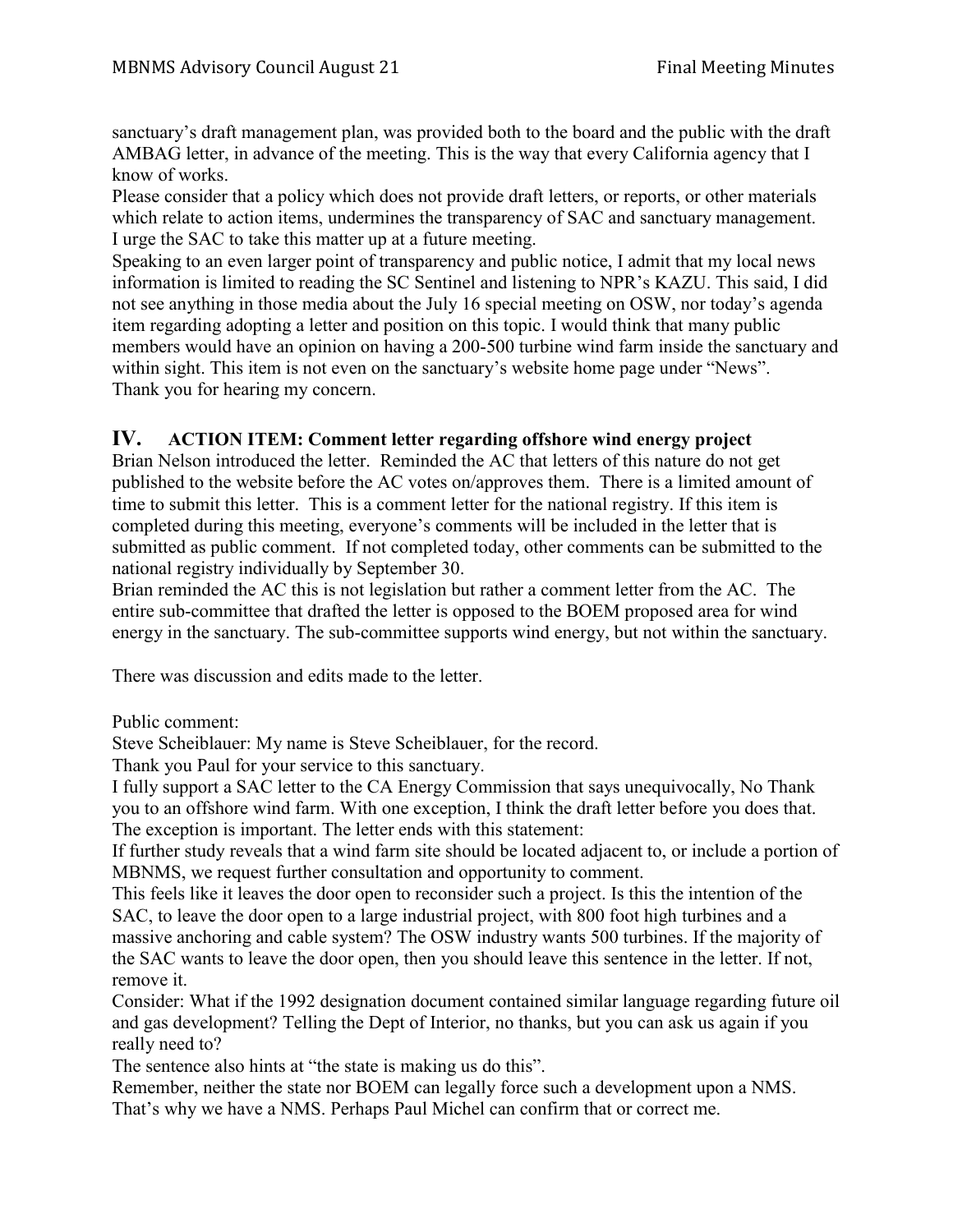sanctuary's draft management plan, was provided both to the board and the public with the draft AMBAG letter, in advance of the meeting. This is the way that every California agency that I know of works.

Please consider that a policy which does not provide draft letters, or reports, or other materials which relate to action items, undermines the transparency of SAC and sanctuary management. I urge the SAC to take this matter up at a future meeting.

Speaking to an even larger point of transparency and public notice, I admit that my local news information is limited to reading the SC Sentinel and listening to NPR's KAZU. This said, I did not see anything in those media about the July 16 special meeting on OSW, nor today's agenda item regarding adopting a letter and position on this topic. I would think that many public members would have an opinion on having a 200-500 turbine wind farm inside the sanctuary and within sight. This item is not even on the sanctuary's website home page under "News".

Thank you for hearing my concern.

## IV. ACTION ITEM: Comment letter regarding offshore wind energy project

Brian Nelson introduced the letter. Reminded the AC that letters of this nature do not get published to the website before the AC votes on/approves them. There is a limited amount of time to submit this letter. This is a comment letter for the national registry. If this item is completed during this meeting, everyone's comments will be included in the letter that is submitted as public comment. If not completed today, other comments can be submitted to the national registry individually by September 30.

Brian reminded the AC this is not legislation but rather a comment letter from the AC. The entire sub-committee that drafted the letter is opposed to the BOEM proposed area for wind energy in the sanctuary. The sub-committee supports wind energy, but not within the sanctuary.

There was discussion and edits made to the letter.

Public comment:

Steve Scheiblauer: My name is Steve Scheiblauer, for the record.

Thank you Paul for your service to this sanctuary.

I fully support a SAC letter to the CA Energy Commission that says unequivocally, No Thank you to an offshore wind farm. With one exception, I think the draft letter before you does that. The exception is important. The letter ends with this statement:

If further study reveals that a wind farm site should be located adjacent to, or include a portion of MBNMS, we request further consultation and opportunity to comment.

This feels like it leaves the door open to reconsider such a project. Is this the intention of the SAC, to leave the door open to a large industrial project, with 800 foot high turbines and a massive anchoring and cable system? The OSW industry wants 500 turbines. If the majority of the SAC wants to leave the door open, then you should leave this sentence in the letter. If not, remove it.

Consider: What if the 1992 designation document contained similar language regarding future oil and gas development? Telling the Dept of Interior, no thanks, but you can ask us again if you really need to?

The sentence also hints at "the state is making us do this".

Remember, neither the state nor BOEM can legally force such a development upon a NMS. That's why we have a NMS. Perhaps Paul Michel can confirm that or correct me.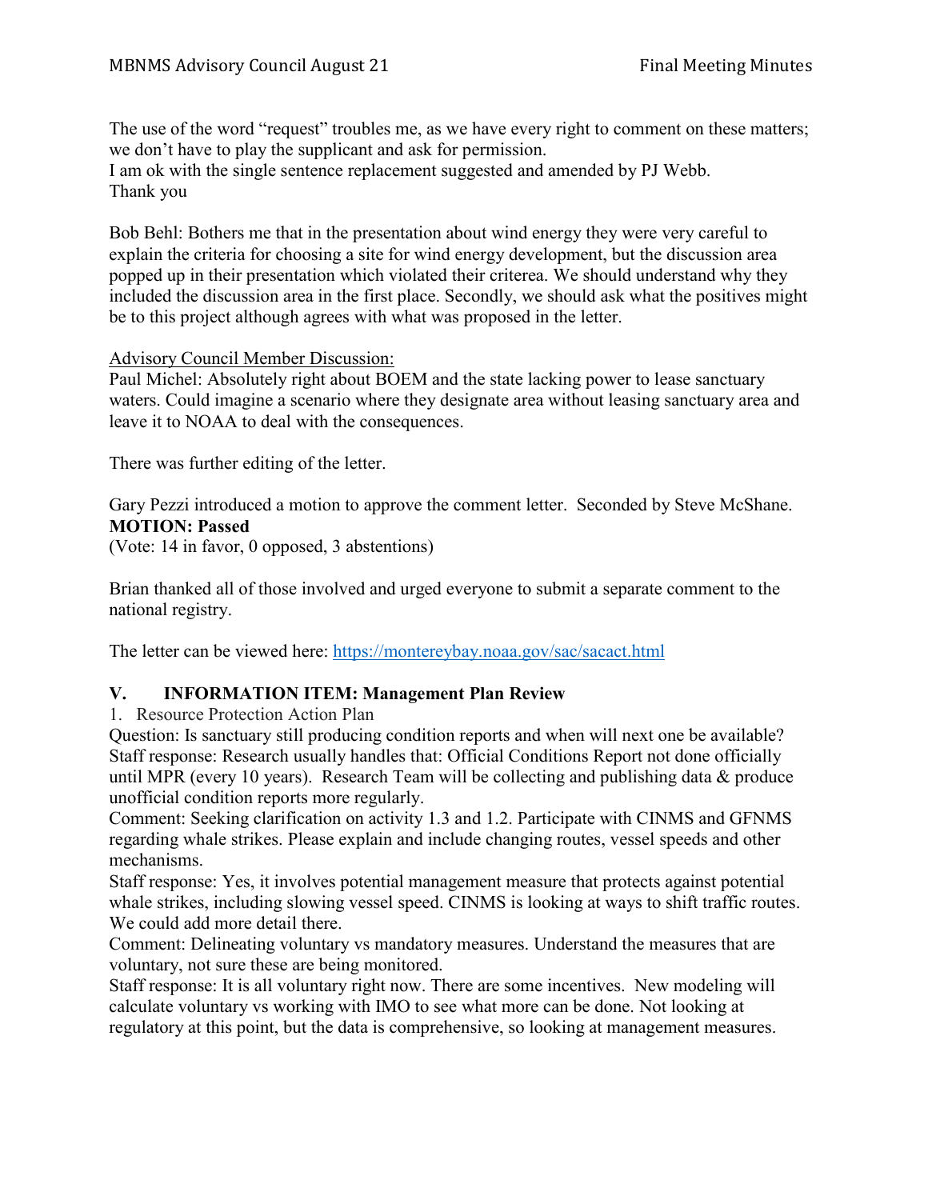The use of the word "request" troubles me, as we have every right to comment on these matters; we don't have to play the supplicant and ask for permission.
I am ok with the single sentence replacement suggested and amended by PJ Webb.
Thank you

Bob Behl: Bothers me that in the presentation about wind energy they were very careful to explain the criteria for choosing a site for wind energy development, but the discussion area popped up in their presentation which violated their criterea. We should understand why they included the discussion area in the first place. Secondly, we should ask what the positives might be to this project although agrees with what was proposed in the letter.

Advisory Council Member Discussion:
Paul Michel: Absolutely right about BOEM and the state lacking power to lease sanctuary waters. Could imagine a scenario where they designate area without leasing sanctuary area and leave it to NOAA to deal with the consequences.

There was further editing of the letter.

Gary Pezzi introduced a motion to approve the comment letter. Seconded by Steve McShane.
**MOTION: Passed**
(Vote: 14 in favor, 0 opposed, 3 abstentions)

Brian thanked all of those involved and urged everyone to submit a separate comment to the national registry.

The letter can be viewed here: https://montereybay.noaa.gov/sac/sacact.html

## V. INFORMATION ITEM: Management Plan Review

1. Resource Protection Action Plan

Question: Is sanctuary still producing condition reports and when will next one be available?
Staff response: Research usually handles that: Official Conditions Report not done officially until MPR (every 10 years). Research Team will be collecting and publishing data & produce unofficial condition reports more regularly.
Comment: Seeking clarification on activity 1.3 and 1.2. Participate with CINMS and GFNMS regarding whale strikes. Please explain and include changing routes, vessel speeds and other mechanisms.
Staff response: Yes, it involves potential management measure that protects against potential whale strikes, including slowing vessel speed. CINMS is looking at ways to shift traffic routes. We could add more detail there.
Comment: Delineating voluntary vs mandatory measures. Understand the measures that are voluntary, not sure these are being monitored.
Staff response: It is all voluntary right now. There are some incentives. New modeling will calculate voluntary vs working with IMO to see what more can be done. Not looking at regulatory at this point, but the data is comprehensive, so looking at management measures.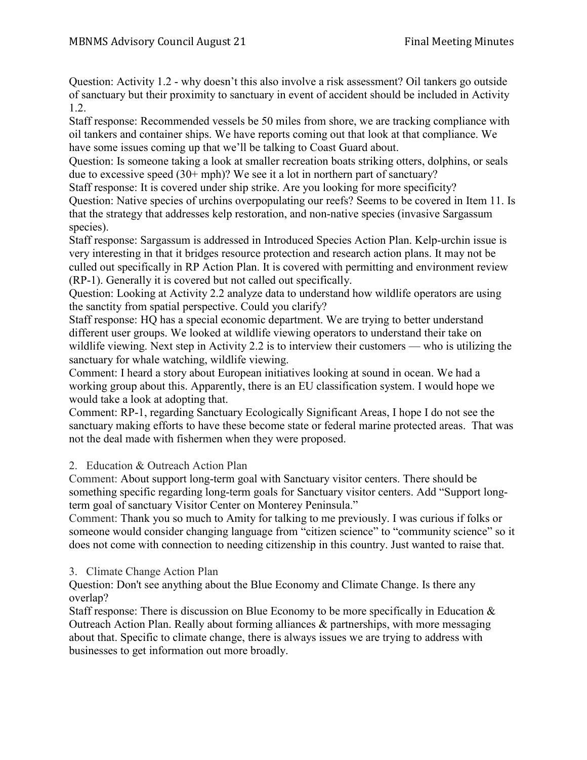Question: Activity 1.2 - why doesn't this also involve a risk assessment? Oil tankers go outside of sanctuary but their proximity to sanctuary in event of accident should be included in Activity 1.2.

Staff response: Recommended vessels be 50 miles from shore, we are tracking compliance with oil tankers and container ships. We have reports coming out that look at that compliance. We have some issues coming up that we'll be talking to Coast Guard about.

Question: Is someone taking a look at smaller recreation boats striking otters, dolphins, or seals due to excessive speed (30+ mph)? We see it a lot in northern part of sanctuary?

Staff response: It is covered under ship strike. Are you looking for more specificity?

Question: Native species of urchins overpopulating our reefs? Seems to be covered in Item 11. Is that the strategy that addresses kelp restoration, and non-native species (invasive Sargassum species).

Staff response: Sargassum is addressed in Introduced Species Action Plan. Kelp-urchin issue is very interesting in that it bridges resource protection and research action plans. It may not be culled out specifically in RP Action Plan. It is covered with permitting and environment review (RP-1). Generally it is covered but not called out specifically.

Question: Looking at Activity 2.2 analyze data to understand how wildlife operators are using the sanctity from spatial perspective. Could you clarify?

Staff response: HQ has a special economic department. We are trying to better understand different user groups. We looked at wildlife viewing operators to understand their take on wildlife viewing. Next step in Activity 2.2 is to interview their customers — who is utilizing the sanctuary for whale watching, wildlife viewing.

Comment: I heard a story about European initiatives looking at sound in ocean. We had a working group about this. Apparently, there is an EU classification system. I would hope we would take a look at adopting that.

Comment: RP-1, regarding Sanctuary Ecologically Significant Areas, I hope I do not see the sanctuary making efforts to have these become state or federal marine protected areas. That was not the deal made with fishermen when they were proposed.

2. Education & Outreach Action Plan

Comment: About support long-term goal with Sanctuary visitor centers. There should be something specific regarding long-term goals for Sanctuary visitor centers. Add "Support long-term goal of sanctuary Visitor Center on Monterey Peninsula."

Comment: Thank you so much to Amity for talking to me previously. I was curious if folks or someone would consider changing language from "citizen science" to "community science" so it does not come with connection to needing citizenship in this country. Just wanted to raise that.

3. Climate Change Action Plan

Question: Don't see anything about the Blue Economy and Climate Change. Is there any overlap?

Staff response: There is discussion on Blue Economy to be more specifically in Education & Outreach Action Plan. Really about forming alliances & partnerships, with more messaging about that. Specific to climate change, there is always issues we are trying to address with businesses to get information out more broadly.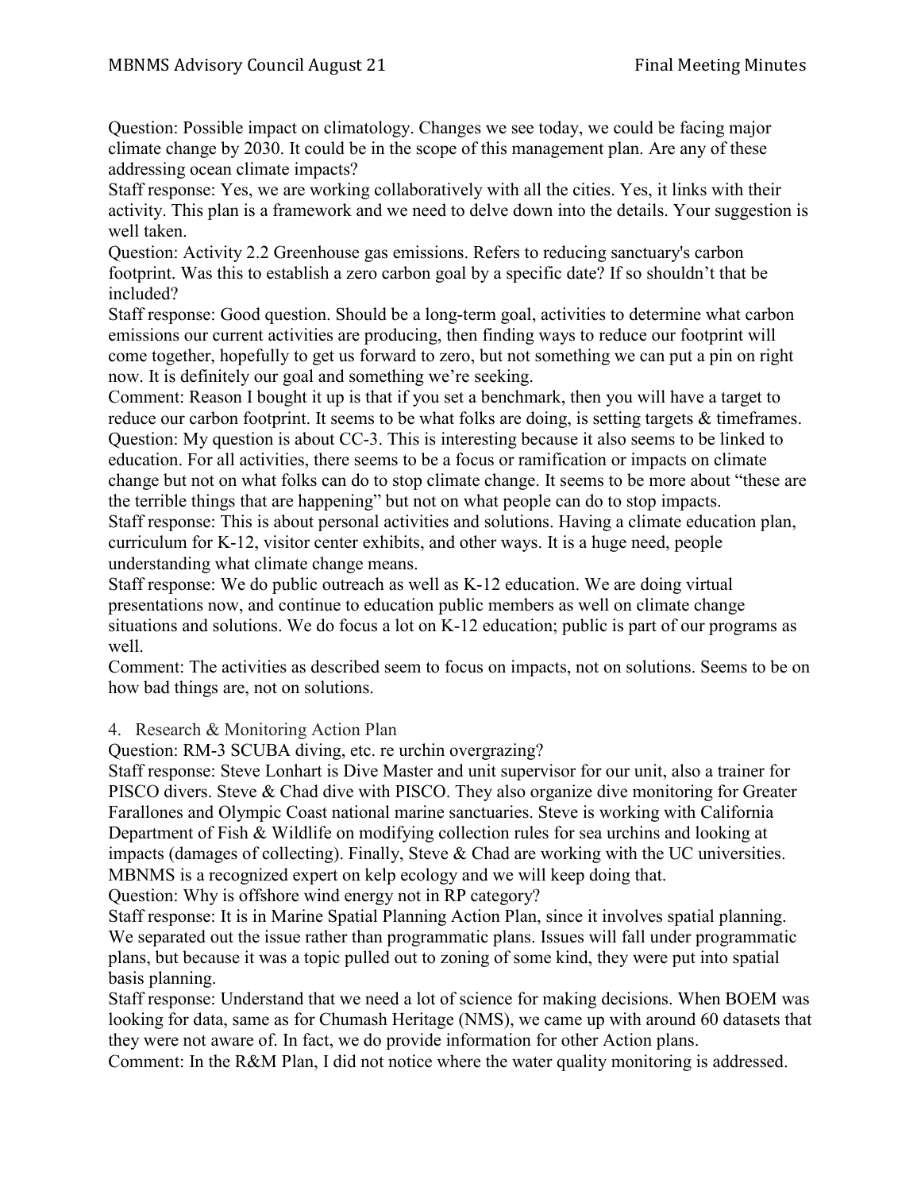Question: Possible impact on climatology. Changes we see today, we could be facing major climate change by 2030. It could be in the scope of this management plan. Are any of these addressing ocean climate impacts?

Staff response: Yes, we are working collaboratively with all the cities. Yes, it links with their activity. This plan is a framework and we need to delve down into the details. Your suggestion is well taken.

Question: Activity 2.2 Greenhouse gas emissions. Refers to reducing sanctuary's carbon footprint. Was this to establish a zero carbon goal by a specific date? If so shouldn't that be included?

Staff response: Good question. Should be a long-term goal, activities to determine what carbon emissions our current activities are producing, then finding ways to reduce our footprint will come together, hopefully to get us forward to zero, but not something we can put a pin on right now. It is definitely our goal and something we're seeking.

Comment: Reason I bought it up is that if you set a benchmark, then you will have a target to reduce our carbon footprint. It seems to be what folks are doing, is setting targets & timeframes.

Question: My question is about CC-3. This is interesting because it also seems to be linked to education. For all activities, there seems to be a focus or ramification or impacts on climate change but not on what folks can do to stop climate change. It seems to be more about "these are the terrible things that are happening" but not on what people can do to stop impacts.

Staff response: This is about personal activities and solutions. Having a climate education plan, curriculum for K-12, visitor center exhibits, and other ways. It is a huge need, people understanding what climate change means.

Staff response: We do public outreach as well as K-12 education. We are doing virtual presentations now, and continue to education public members as well on climate change situations and solutions. We do focus a lot on K-12 education; public is part of our programs as well.

Comment: The activities as described seem to focus on impacts, not on solutions. Seems to be on how bad things are, not on solutions.

4. Research & Monitoring Action Plan

Question: RM-3 SCUBA diving, etc. re urchin overgrazing?

Staff response: Steve Lonhart is Dive Master and unit supervisor for our unit, also a trainer for PISCO divers. Steve & Chad dive with PISCO. They also organize dive monitoring for Greater Farallones and Olympic Coast national marine sanctuaries. Steve is working with California Department of Fish & Wildlife on modifying collection rules for sea urchins and looking at impacts (damages of collecting). Finally, Steve & Chad are working with the UC universities. MBNMS is a recognized expert on kelp ecology and we will keep doing that.

Question: Why is offshore wind energy not in RP category?

Staff response: It is in Marine Spatial Planning Action Plan, since it involves spatial planning. We separated out the issue rather than programmatic plans. Issues will fall under programmatic plans, but because it was a topic pulled out to zoning of some kind, they were put into spatial basis planning.

Staff response: Understand that we need a lot of science for making decisions. When BOEM was looking for data, same as for Chumash Heritage (NMS), we came up with around 60 datasets that they were not aware of. In fact, we do provide information for other Action plans.

Comment: In the R&M Plan, I did not notice where the water quality monitoring is addressed.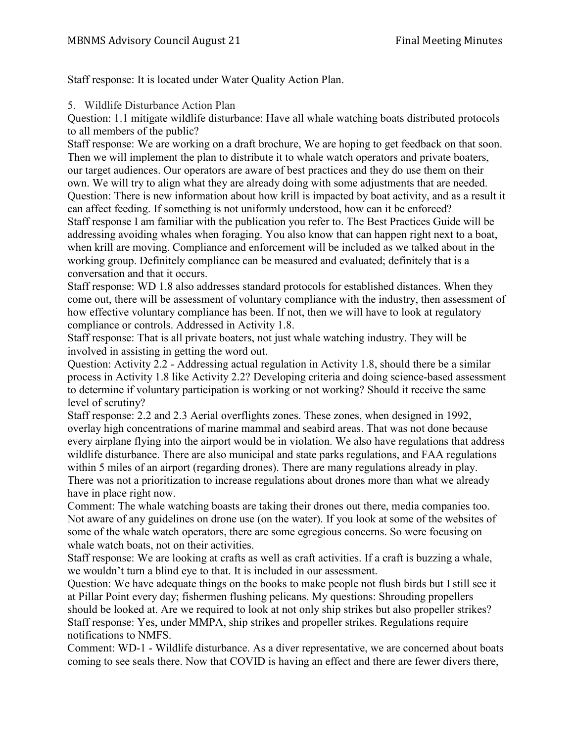Staff response: It is located under Water Quality Action Plan.

5. Wildlife Disturbance Action Plan

Question: 1.1 mitigate wildlife disturbance: Have all whale watching boats distributed protocols to all members of the public?

Staff response: We are working on a draft brochure, We are hoping to get feedback on that soon. Then we will implement the plan to distribute it to whale watch operators and private boaters, our target audiences. Our operators are aware of best practices and they do use them on their own. We will try to align what they are already doing with some adjustments that are needed.

Question: There is new information about how krill is impacted by boat activity, and as a result it can affect feeding. If something is not uniformly understood, how can it be enforced?

Staff response I am familiar with the publication you refer to. The Best Practices Guide will be addressing avoiding whales when foraging. You also know that can happen right next to a boat, when krill are moving. Compliance and enforcement will be included as we talked about in the working group. Definitely compliance can be measured and evaluated; definitely that is a conversation and that it occurs.

Staff response: WD 1.8 also addresses standard protocols for established distances. When they come out, there will be assessment of voluntary compliance with the industry, then assessment of how effective voluntary compliance has been. If not, then we will have to look at regulatory compliance or controls. Addressed in Activity 1.8.

Staff response: That is all private boaters, not just whale watching industry. They will be involved in assisting in getting the word out.

Question: Activity 2.2 - Addressing actual regulation in Activity 1.8, should there be a similar process in Activity 1.8 like Activity 2.2? Developing criteria and doing science-based assessment to determine if voluntary participation is working or not working? Should it receive the same level of scrutiny?

Staff response: 2.2 and 2.3 Aerial overflights zones. These zones, when designed in 1992, overlay high concentrations of marine mammal and seabird areas. That was not done because every airplane flying into the airport would be in violation. We also have regulations that address wildlife disturbance. There are also municipal and state parks regulations, and FAA regulations within 5 miles of an airport (regarding drones). There are many regulations already in play. There was not a prioritization to increase regulations about drones more than what we already have in place right now.

Comment: The whale watching boasts are taking their drones out there, media companies too. Not aware of any guidelines on drone use (on the water). If you look at some of the websites of some of the whale watch operators, there are some egregious concerns. So were focusing on whale watch boats, not on their activities.

Staff response: We are looking at crafts as well as craft activities. If a craft is buzzing a whale, we wouldn't turn a blind eye to that. It is included in our assessment.

Question: We have adequate things on the books to make people not flush birds but I still see it at Pillar Point every day; fishermen flushing pelicans. My questions: Shrouding propellers should be looked at. Are we required to look at not only ship strikes but also propeller strikes?

Staff response: Yes, under MMPA, ship strikes and propeller strikes. Regulations require notifications to NMFS.

Comment: WD-1 - Wildlife disturbance. As a diver representative, we are concerned about boats coming to see seals there. Now that COVID is having an effect and there are fewer divers there,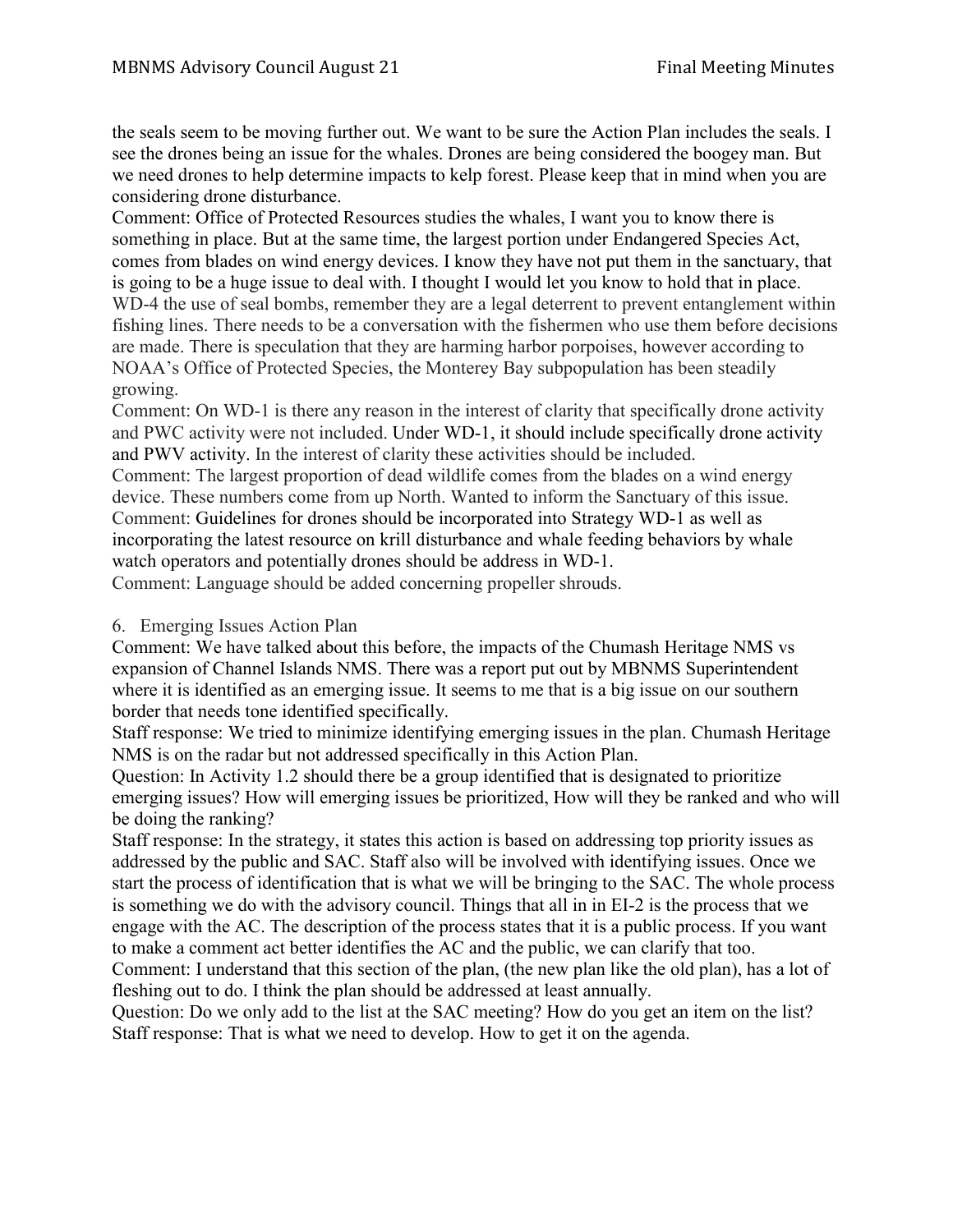the seals seem to be moving further out. We want to be sure the Action Plan includes the seals. I see the drones being an issue for the whales. Drones are being considered the boogey man. But we need drones to help determine impacts to kelp forest. Please keep that in mind when you are considering drone disturbance.

Comment: Office of Protected Resources studies the whales, I want you to know there is something in place. But at the same time, the largest portion under Endangered Species Act, comes from blades on wind energy devices. I know they have not put them in the sanctuary, that is going to be a huge issue to deal with. I thought I would let you know to hold that in place.

WD-4 the use of seal bombs, remember they are a legal deterrent to prevent entanglement within fishing lines. There needs to be a conversation with the fishermen who use them before decisions are made. There is speculation that they are harming harbor porpoises, however according to NOAA's Office of Protected Species, the Monterey Bay subpopulation has been steadily growing.

Comment: On WD-1 is there any reason in the interest of clarity that specifically drone activity and PWC activity were not included. Under WD-1, it should include specifically drone activity and PWV activity. In the interest of clarity these activities should be included.

Comment: The largest proportion of dead wildlife comes from the blades on a wind energy device. These numbers come from up North. Wanted to inform the Sanctuary of this issue.

Comment: Guidelines for drones should be incorporated into Strategy WD-1 as well as incorporating the latest resource on krill disturbance and whale feeding behaviors by whale watch operators and potentially drones should be address in WD-1.

Comment: Language should be added concerning propeller shrouds.

6. Emerging Issues Action Plan

Comment: We have talked about this before, the impacts of the Chumash Heritage NMS vs expansion of Channel Islands NMS. There was a report put out by MBNMS Superintendent where it is identified as an emerging issue. It seems to me that is a big issue on our southern border that needs tone identified specifically.

Staff response: We tried to minimize identifying emerging issues in the plan. Chumash Heritage NMS is on the radar but not addressed specifically in this Action Plan.

Question: In Activity 1.2 should there be a group identified that is designated to prioritize emerging issues? How will emerging issues be prioritized, How will they be ranked and who will be doing the ranking?

Staff response: In the strategy, it states this action is based on addressing top priority issues as addressed by the public and SAC. Staff also will be involved with identifying issues. Once we start the process of identification that is what we will be bringing to the SAC. The whole process is something we do with the advisory council. Things that all in in EI-2 is the process that we engage with the AC. The description of the process states that it is a public process. If you want to make a comment act better identifies the AC and the public, we can clarify that too.

Comment: I understand that this section of the plan, (the new plan like the old plan), has a lot of fleshing out to do. I think the plan should be addressed at least annually.

Question: Do we only add to the list at the SAC meeting? How do you get an item on the list?

Staff response: That is what we need to develop. How to get it on the agenda.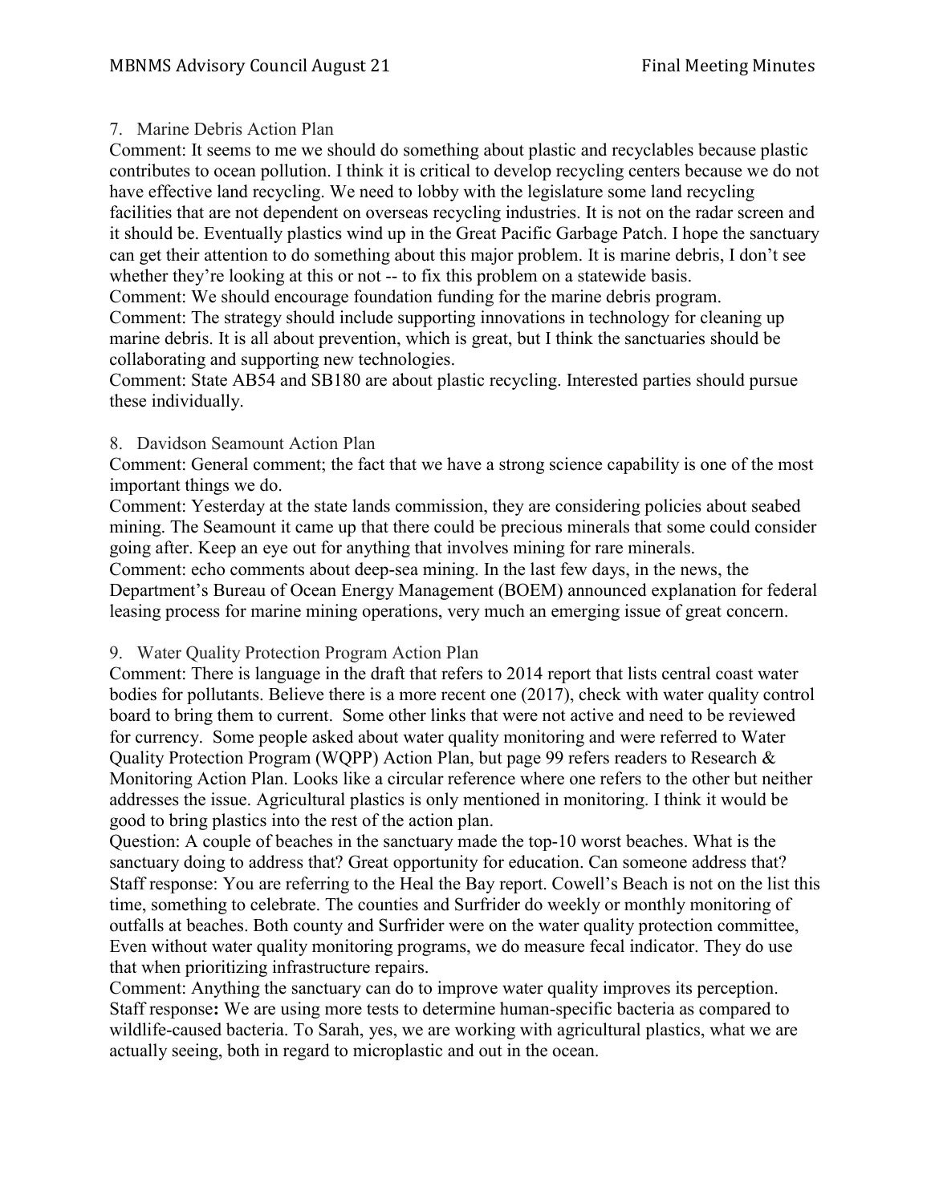7. Marine Debris Action Plan

Comment: It seems to me we should do something about plastic and recyclables because plastic contributes to ocean pollution. I think it is critical to develop recycling centers because we do not have effective land recycling. We need to lobby with the legislature some land recycling facilities that are not dependent on overseas recycling industries. It is not on the radar screen and it should be. Eventually plastics wind up in the Great Pacific Garbage Patch. I hope the sanctuary can get their attention to do something about this major problem. It is marine debris, I don't see whether they're looking at this or not -- to fix this problem on a statewide basis.
Comment: We should encourage foundation funding for the marine debris program.
Comment: The strategy should include supporting innovations in technology for cleaning up marine debris. It is all about prevention, which is great, but I think the sanctuaries should be collaborating and supporting new technologies.
Comment: State AB54 and SB180 are about plastic recycling. Interested parties should pursue these individually.

8. Davidson Seamount Action Plan

Comment: General comment; the fact that we have a strong science capability is one of the most important things we do.
Comment: Yesterday at the state lands commission, they are considering policies about seabed mining. The Seamount it came up that there could be precious minerals that some could consider going after. Keep an eye out for anything that involves mining for rare minerals.
Comment: echo comments about deep-sea mining. In the last few days, in the news, the Department's Bureau of Ocean Energy Management (BOEM) announced explanation for federal leasing process for marine mining operations, very much an emerging issue of great concern.

9. Water Quality Protection Program Action Plan

Comment: There is language in the draft that refers to 2014 report that lists central coast water bodies for pollutants. Believe there is a more recent one (2017), check with water quality control board to bring them to current. Some other links that were not active and need to be reviewed for currency. Some people asked about water quality monitoring and were referred to Water Quality Protection Program (WQPP) Action Plan, but page 99 refers readers to Research & Monitoring Action Plan. Looks like a circular reference where one refers to the other but neither addresses the issue. Agricultural plastics is only mentioned in monitoring. I think it would be good to bring plastics into the rest of the action plan.
Question: A couple of beaches in the sanctuary made the top-10 worst beaches. What is the sanctuary doing to address that? Great opportunity for education. Can someone address that?
Staff response: You are referring to the Heal the Bay report. Cowell's Beach is not on the list this time, something to celebrate. The counties and Surfrider do weekly or monthly monitoring of outfalls at beaches. Both county and Surfrider were on the water quality protection committee, Even without water quality monitoring programs, we do measure fecal indicator. They do use that when prioritizing infrastructure repairs.
Comment: Anything the sanctuary can do to improve water quality improves its perception.
Staff response**:** We are using more tests to determine human-specific bacteria as compared to wildlife-caused bacteria. To Sarah, yes, we are working with agricultural plastics, what we are actually seeing, both in regard to microplastic and out in the ocean.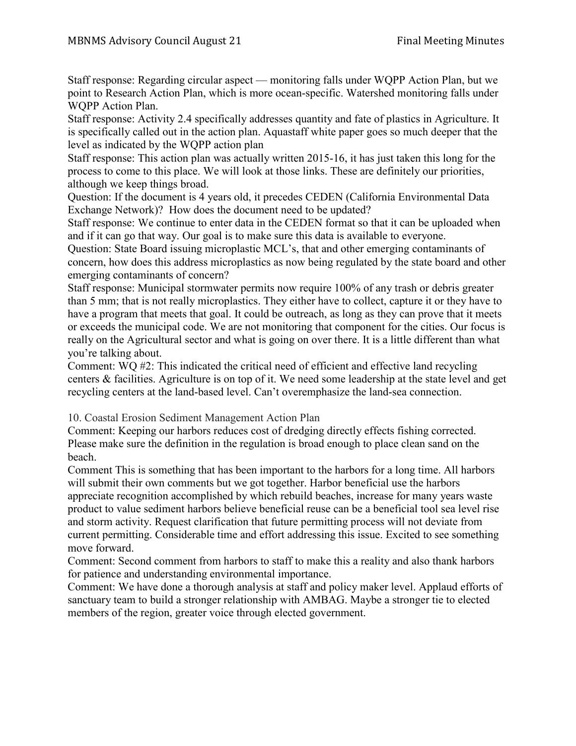Staff response: Regarding circular aspect — monitoring falls under WQPP Action Plan, but we point to Research Action Plan, which is more ocean-specific. Watershed monitoring falls under WQPP Action Plan.

Staff response: Activity 2.4 specifically addresses quantity and fate of plastics in Agriculture. It is specifically called out in the action plan. Aquastaff white paper goes so much deeper that the level as indicated by the WQPP action plan

Staff response: This action plan was actually written 2015-16, it has just taken this long for the process to come to this place. We will look at those links. These are definitely our priorities, although we keep things broad.

Question: If the document is 4 years old, it precedes CEDEN (California Environmental Data Exchange Network)? How does the document need to be updated?

Staff response: We continue to enter data in the CEDEN format so that it can be uploaded when and if it can go that way. Our goal is to make sure this data is available to everyone.

Question: State Board issuing microplastic MCL's, that and other emerging contaminants of concern, how does this address microplastics as now being regulated by the state board and other emerging contaminants of concern?

Staff response: Municipal stormwater permits now require 100% of any trash or debris greater than 5 mm; that is not really microplastics. They either have to collect, capture it or they have to have a program that meets that goal. It could be outreach, as long as they can prove that it meets or exceeds the municipal code. We are not monitoring that component for the cities. Our focus is really on the Agricultural sector and what is going on over there. It is a little different than what you're talking about.

Comment: WQ #2: This indicated the critical need of efficient and effective land recycling centers & facilities. Agriculture is on top of it. We need some leadership at the state level and get recycling centers at the land-based level. Can't overemphasize the land-sea connection.

## 10. Coastal Erosion Sediment Management Action Plan

Comment: Keeping our harbors reduces cost of dredging directly effects fishing corrected. Please make sure the definition in the regulation is broad enough to place clean sand on the beach.

Comment This is something that has been important to the harbors for a long time. All harbors will submit their own comments but we got together. Harbor beneficial use the harbors appreciate recognition accomplished by which rebuild beaches, increase for many years waste product to value sediment harbors believe beneficial reuse can be a beneficial tool sea level rise and storm activity. Request clarification that future permitting process will not deviate from current permitting. Considerable time and effort addressing this issue. Excited to see something move forward.

Comment: Second comment from harbors to staff to make this a reality and also thank harbors for patience and understanding environmental importance.

Comment: We have done a thorough analysis at staff and policy maker level. Applaud efforts of sanctuary team to build a stronger relationship with AMBAG. Maybe a stronger tie to elected members of the region, greater voice through elected government.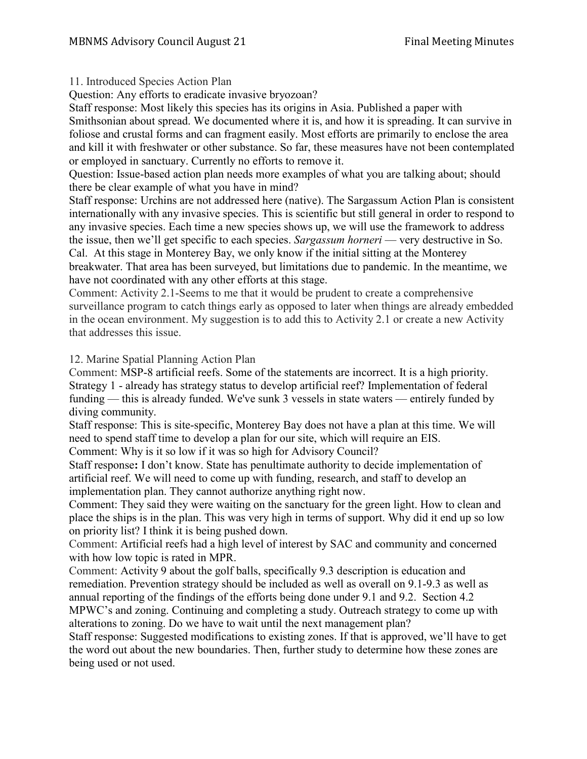11. Introduced Species Action Plan

Question: Any efforts to eradicate invasive bryozoan?

Staff response: Most likely this species has its origins in Asia. Published a paper with Smithsonian about spread. We documented where it is, and how it is spreading. It can survive in foliose and crustal forms and can fragment easily. Most efforts are primarily to enclose the area and kill it with freshwater or other substance. So far, these measures have not been contemplated or employed in sanctuary. Currently no efforts to remove it.

Question: Issue-based action plan needs more examples of what you are talking about; should there be clear example of what you have in mind?

Staff response: Urchins are not addressed here (native). The Sargassum Action Plan is consistent internationally with any invasive species. This is scientific but still general in order to respond to any invasive species. Each time a new species shows up, we will use the framework to address the issue, then we'll get specific to each species. *Sargassum horneri* — very destructive in So. Cal. At this stage in Monterey Bay, we only know if the initial sitting at the Monterey breakwater. That area has been surveyed, but limitations due to pandemic. In the meantime, we have not coordinated with any other efforts at this stage.

Comment: Activity 2.1-Seems to me that it would be prudent to create a comprehensive surveillance program to catch things early as opposed to later when things are already embedded in the ocean environment. My suggestion is to add this to Activity 2.1 or create a new Activity that addresses this issue.

12. Marine Spatial Planning Action Plan

Comment: MSP-8 artificial reefs. Some of the statements are incorrect. It is a high priority. Strategy 1 - already has strategy status to develop artificial reef? Implementation of federal funding — this is already funded. We've sunk 3 vessels in state waters — entirely funded by diving community.

Staff response: This is site-specific, Monterey Bay does not have a plan at this time. We will need to spend staff time to develop a plan for our site, which will require an EIS.

Comment: Why is it so low if it was so high for Advisory Council?

Staff response**:** I don't know. State has penultimate authority to decide implementation of artificial reef. We will need to come up with funding, research, and staff to develop an implementation plan. They cannot authorize anything right now.

Comment: They said they were waiting on the sanctuary for the green light. How to clean and place the ships is in the plan. This was very high in terms of support. Why did it end up so low on priority list? I think it is being pushed down.

Comment: Artificial reefs had a high level of interest by SAC and community and concerned with how low topic is rated in MPR.

Comment: Activity 9 about the golf balls, specifically 9.3 description is education and remediation. Prevention strategy should be included as well as overall on 9.1-9.3 as well as annual reporting of the findings of the efforts being done under 9.1 and 9.2. Section 4.2 MPWC's and zoning. Continuing and completing a study. Outreach strategy to come up with alterations to zoning. Do we have to wait until the next management plan?

Staff response: Suggested modifications to existing zones. If that is approved, we'll have to get the word out about the new boundaries. Then, further study to determine how these zones are being used or not used.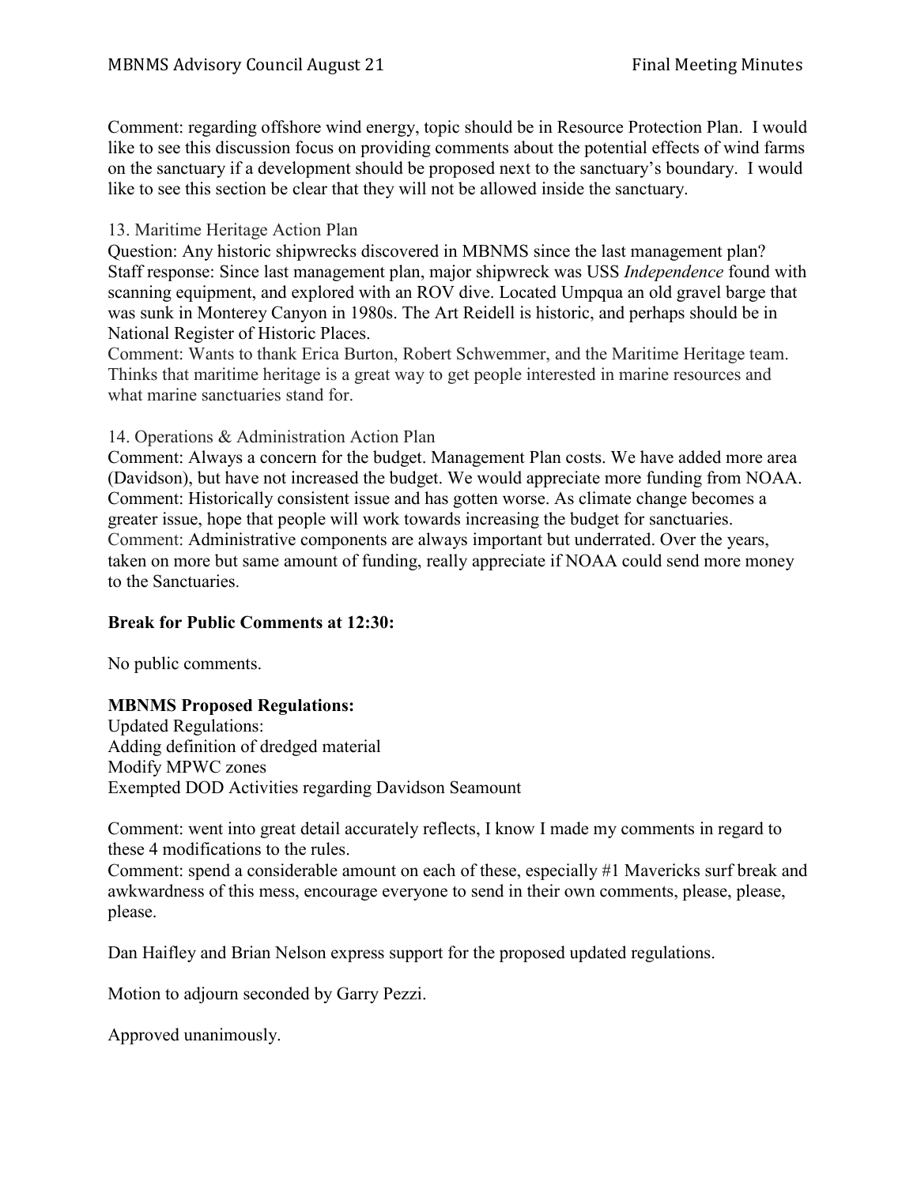Comment: regarding offshore wind energy, topic should be in Resource Protection Plan. I would like to see this discussion focus on providing comments about the potential effects of wind farms on the sanctuary if a development should be proposed next to the sanctuary's boundary. I would like to see this section be clear that they will not be allowed inside the sanctuary.

13. Maritime Heritage Action Plan

Question: Any historic shipwrecks discovered in MBNMS since the last management plan?
Staff response: Since last management plan, major shipwreck was USS *Independence* found with scanning equipment, and explored with an ROV dive. Located Umpqua an old gravel barge that was sunk in Monterey Canyon in 1980s. The Art Reidell is historic, and perhaps should be in National Register of Historic Places.
Comment: Wants to thank Erica Burton, Robert Schwemmer, and the Maritime Heritage team. Thinks that maritime heritage is a great way to get people interested in marine resources and what marine sanctuaries stand for.

14. Operations & Administration Action Plan

Comment: Always a concern for the budget. Management Plan costs. We have added more area (Davidson), but have not increased the budget. We would appreciate more funding from NOAA.
Comment: Historically consistent issue and has gotten worse. As climate change becomes a greater issue, hope that people will work towards increasing the budget for sanctuaries.
Comment: Administrative components are always important but underrated. Over the years, taken on more but same amount of funding, really appreciate if NOAA could send more money to the Sanctuaries.

**Break for Public Comments at 12:30:**

No public comments.

**MBNMS Proposed Regulations:**

Updated Regulations:
Adding definition of dredged material
Modify MPWC zones
Exempted DOD Activities regarding Davidson Seamount

Comment: went into great detail accurately reflects, I know I made my comments in regard to these 4 modifications to the rules.
Comment: spend a considerable amount on each of these, especially #1 Mavericks surf break and awkwardness of this mess, encourage everyone to send in their own comments, please, please, please.

Dan Haifley and Brian Nelson express support for the proposed updated regulations.

Motion to adjourn seconded by Garry Pezzi.

Approved unanimously.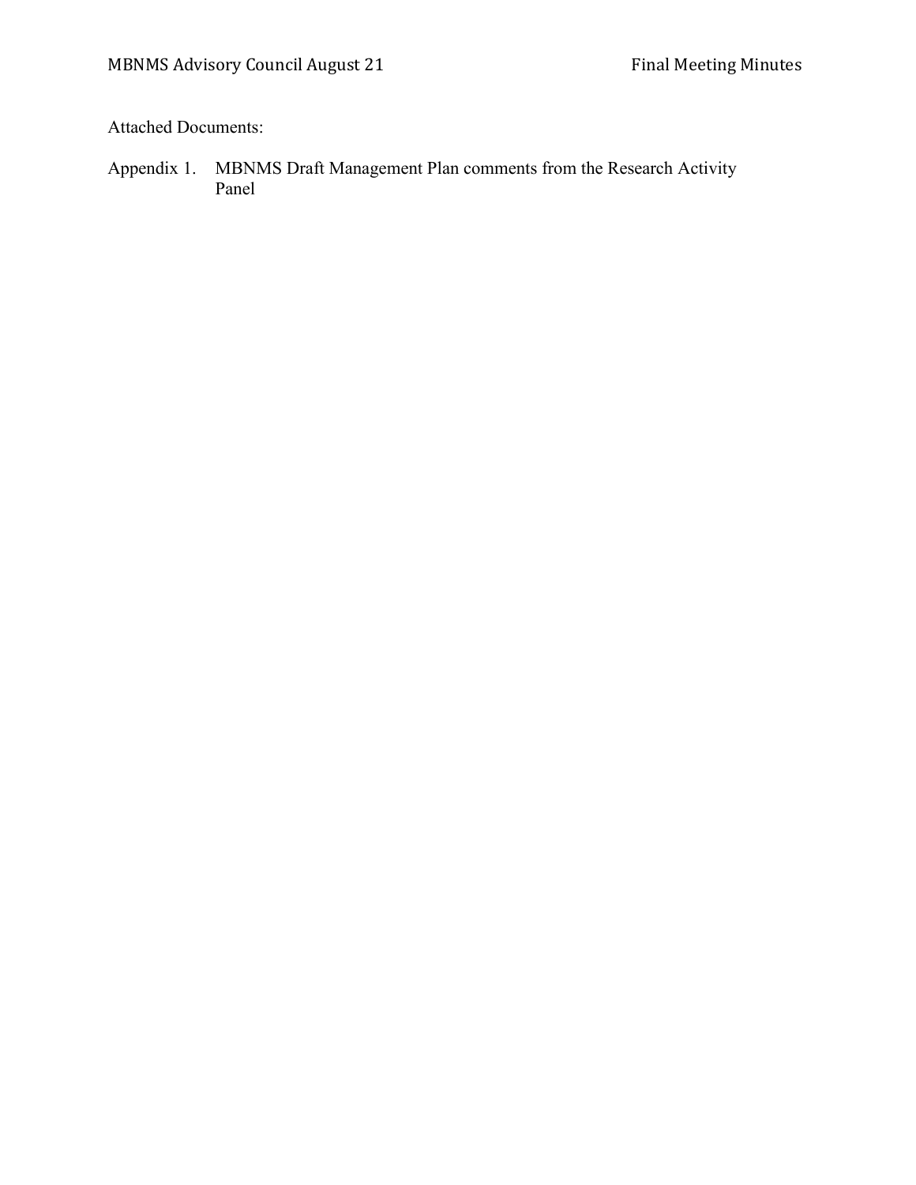Attached Documents:

Appendix 1. MBNMS Draft Management Plan comments from the Research Activity Panel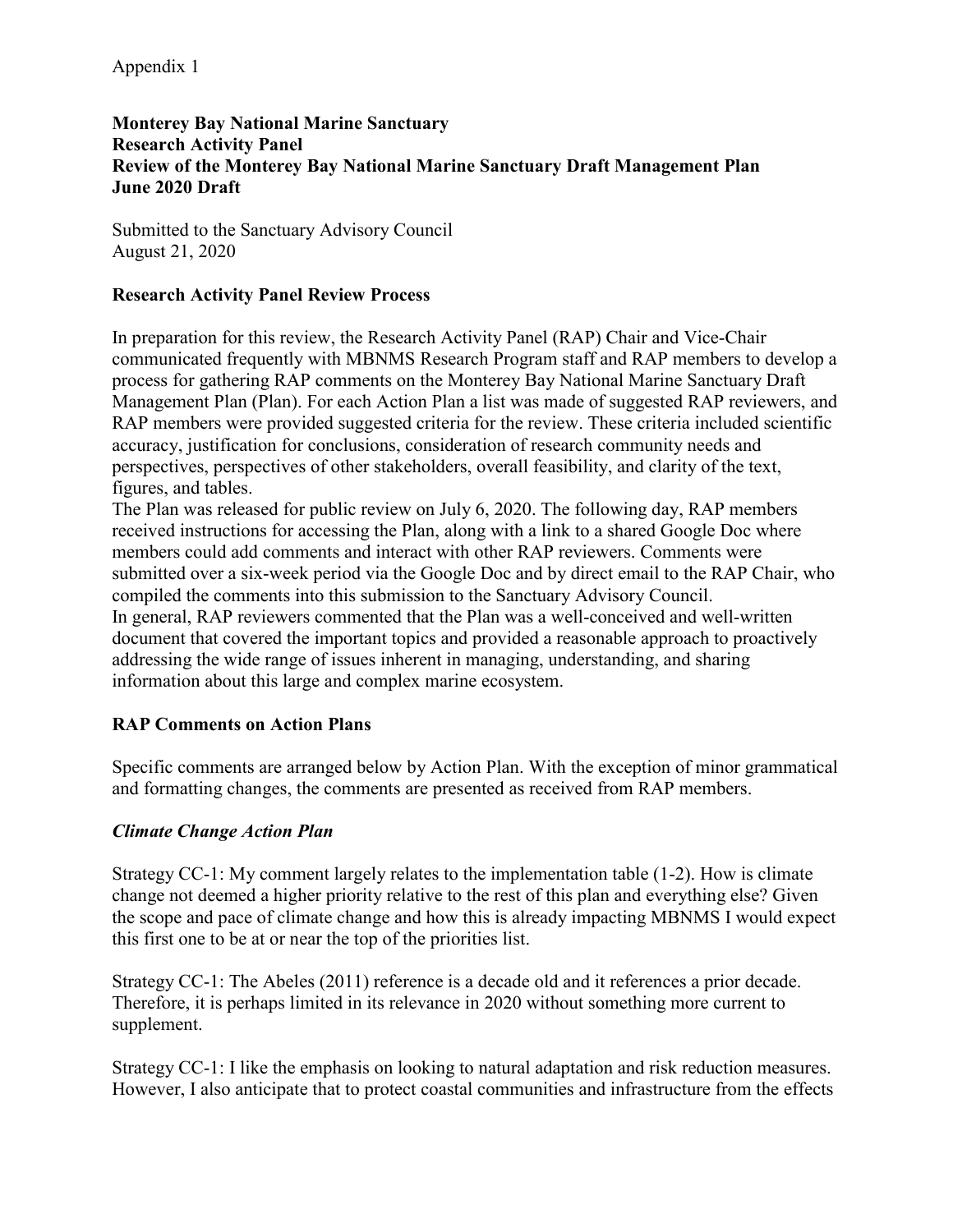Appendix 1

**Monterey Bay National Marine Sanctuary**
**Research Activity Panel**
**Review of the Monterey Bay National Marine Sanctuary Draft Management Plan**
**June 2020 Draft**

Submitted to the Sanctuary Advisory Council
August 21, 2020

## Research Activity Panel Review Process

In preparation for this review, the Research Activity Panel (RAP) Chair and Vice-Chair communicated frequently with MBNMS Research Program staff and RAP members to develop a process for gathering RAP comments on the Monterey Bay National Marine Sanctuary Draft Management Plan (Plan). For each Action Plan a list was made of suggested RAP reviewers, and RAP members were provided suggested criteria for the review. These criteria included scientific accuracy, justification for conclusions, consideration of research community needs and perspectives, perspectives of other stakeholders, overall feasibility, and clarity of the text, figures, and tables.

The Plan was released for public review on July 6, 2020. The following day, RAP members received instructions for accessing the Plan, along with a link to a shared Google Doc where members could add comments and interact with other RAP reviewers. Comments were submitted over a six-week period via the Google Doc and by direct email to the RAP Chair, who compiled the comments into this submission to the Sanctuary Advisory Council.

In general, RAP reviewers commented that the Plan was a well-conceived and well-written document that covered the important topics and provided a reasonable approach to proactively addressing the wide range of issues inherent in managing, understanding, and sharing information about this large and complex marine ecosystem.

## RAP Comments on Action Plans

Specific comments are arranged below by Action Plan. With the exception of minor grammatical and formatting changes, the comments are presented as received from RAP members.

### *Climate Change Action Plan*

Strategy CC-1: My comment largely relates to the implementation table (1-2). How is climate change not deemed a higher priority relative to the rest of this plan and everything else? Given the scope and pace of climate change and how this is already impacting MBNMS I would expect this first one to be at or near the top of the priorities list.

Strategy CC-1: The Abeles (2011) reference is a decade old and it references a prior decade. Therefore, it is perhaps limited in its relevance in 2020 without something more current to supplement.

Strategy CC-1: I like the emphasis on looking to natural adaptation and risk reduction measures. However, I also anticipate that to protect coastal communities and infrastructure from the effects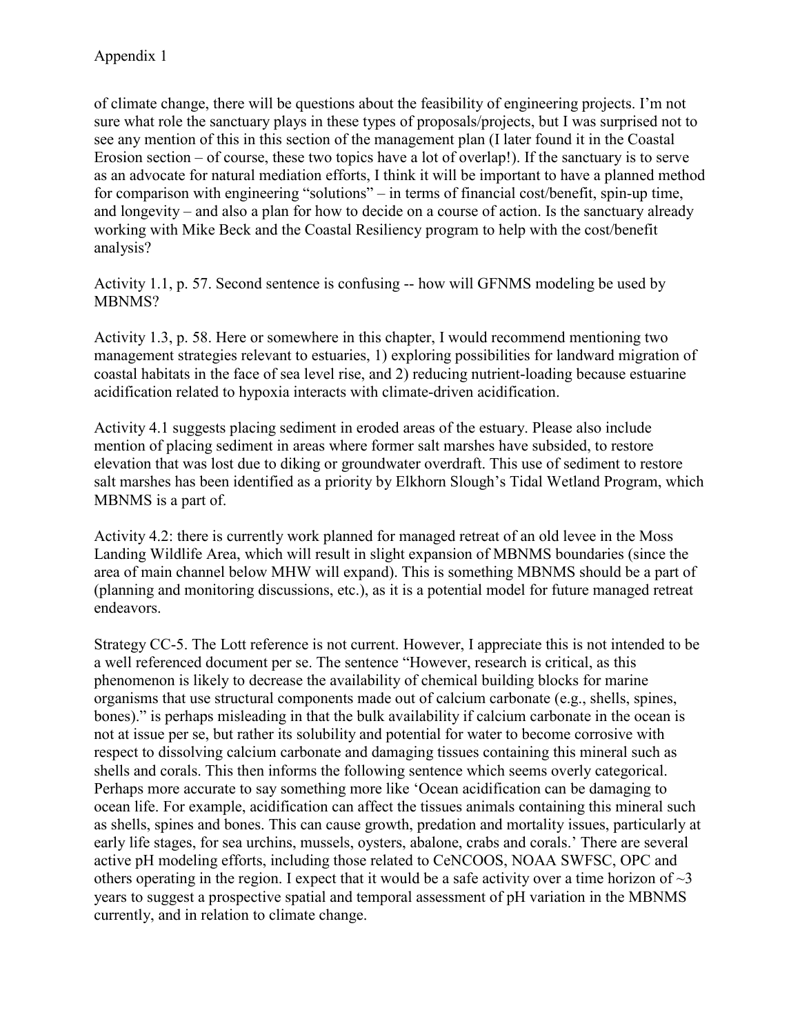of climate change, there will be questions about the feasibility of engineering projects. I'm not sure what role the sanctuary plays in these types of proposals/projects, but I was surprised not to see any mention of this in this section of the management plan (I later found it in the Coastal Erosion section – of course, these two topics have a lot of overlap!). If the sanctuary is to serve as an advocate for natural mediation efforts, I think it will be important to have a planned method for comparison with engineering "solutions" – in terms of financial cost/benefit, spin-up time, and longevity – and also a plan for how to decide on a course of action. Is the sanctuary already working with Mike Beck and the Coastal Resiliency program to help with the cost/benefit analysis?

Activity 1.1, p. 57. Second sentence is confusing -- how will GFNMS modeling be used by MBNMS?

Activity 1.3, p. 58. Here or somewhere in this chapter, I would recommend mentioning two management strategies relevant to estuaries, 1) exploring possibilities for landward migration of coastal habitats in the face of sea level rise, and 2) reducing nutrient-loading because estuarine acidification related to hypoxia interacts with climate-driven acidification.

Activity 4.1 suggests placing sediment in eroded areas of the estuary. Please also include mention of placing sediment in areas where former salt marshes have subsided, to restore elevation that was lost due to diking or groundwater overdraft. This use of sediment to restore salt marshes has been identified as a priority by Elkhorn Slough's Tidal Wetland Program, which MBNMS is a part of.

Activity 4.2: there is currently work planned for managed retreat of an old levee in the Moss Landing Wildlife Area, which will result in slight expansion of MBNMS boundaries (since the area of main channel below MHW will expand). This is something MBNMS should be a part of (planning and monitoring discussions, etc.), as it is a potential model for future managed retreat endeavors.

Strategy CC-5. The Lott reference is not current. However, I appreciate this is not intended to be a well referenced document per se. The sentence "However, research is critical, as this phenomenon is likely to decrease the availability of chemical building blocks for marine organisms that use structural components made out of calcium carbonate (e.g., shells, spines, bones)." is perhaps misleading in that the bulk availability if calcium carbonate in the ocean is not at issue per se, but rather its solubility and potential for water to become corrosive with respect to dissolving calcium carbonate and damaging tissues containing this mineral such as shells and corals. This then informs the following sentence which seems overly categorical. Perhaps more accurate to say something more like 'Ocean acidification can be damaging to ocean life. For example, acidification can affect the tissues animals containing this mineral such as shells, spines and bones. This can cause growth, predation and mortality issues, particularly at early life stages, for sea urchins, mussels, oysters, abalone, crabs and corals.' There are several active pH modeling efforts, including those related to CeNCOOS, NOAA SWFSC, OPC and others operating in the region. I expect that it would be a safe activity over a time horizon of ~3 years to suggest a prospective spatial and temporal assessment of pH variation in the MBNMS currently, and in relation to climate change.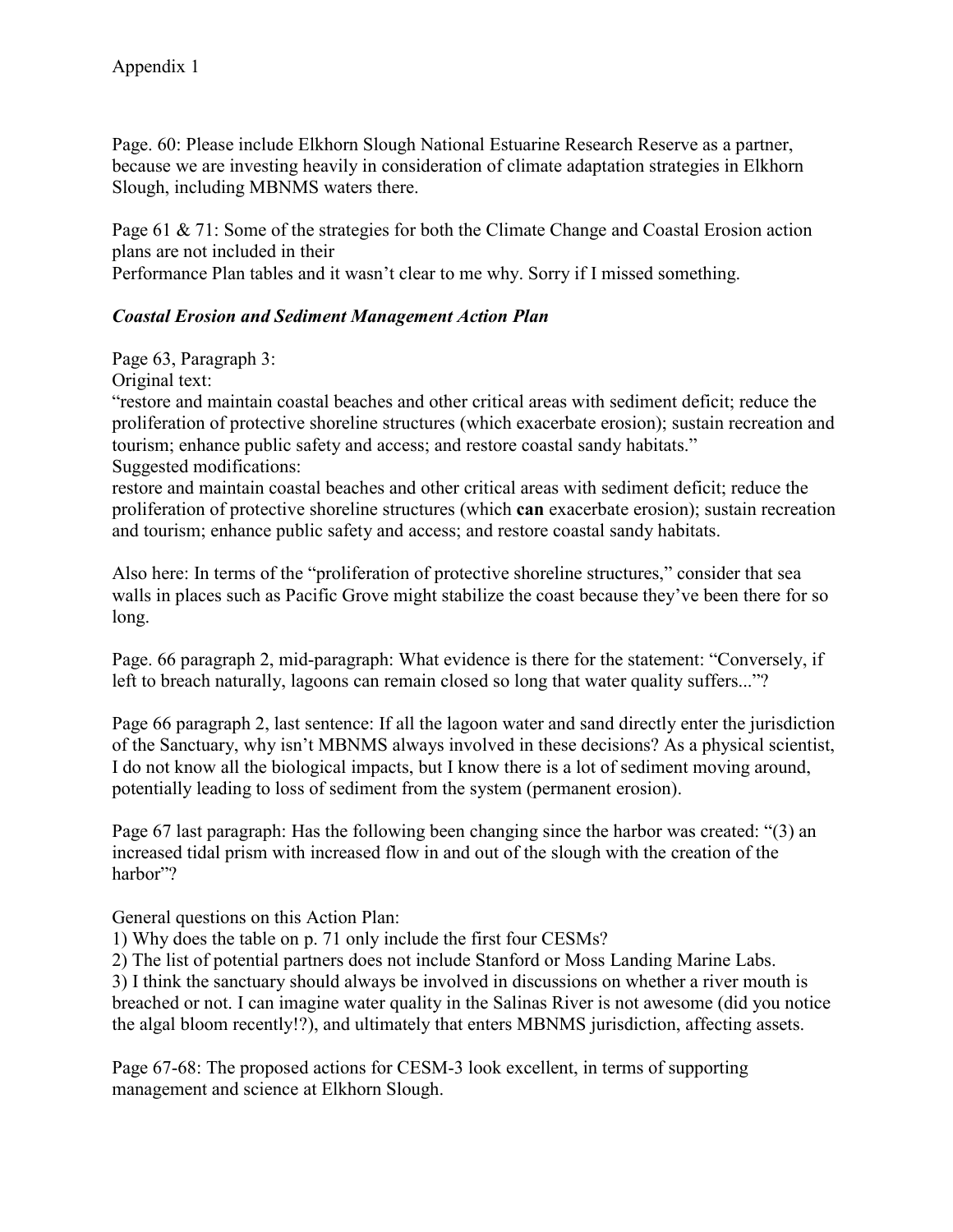Appendix 1

Page. 60: Please include Elkhorn Slough National Estuarine Research Reserve as a partner, because we are investing heavily in consideration of climate adaptation strategies in Elkhorn Slough, including MBNMS waters there.

Page 61 & 71: Some of the strategies for both the Climate Change and Coastal Erosion action plans are not included in their
Performance Plan tables and it wasn't clear to me why. Sorry if I missed something.

***Coastal Erosion and Sediment Management Action Plan***

Page 63, Paragraph 3:
Original text:
"restore and maintain coastal beaches and other critical areas with sediment deficit; reduce the proliferation of protective shoreline structures (which exacerbate erosion); sustain recreation and tourism; enhance public safety and access; and restore coastal sandy habitats."
Suggested modifications:
restore and maintain coastal beaches and other critical areas with sediment deficit; reduce the proliferation of protective shoreline structures (which **can** exacerbate erosion); sustain recreation and tourism; enhance public safety and access; and restore coastal sandy habitats.

Also here: In terms of the "proliferation of protective shoreline structures," consider that sea walls in places such as Pacific Grove might stabilize the coast because they've been there for so long.

Page. 66 paragraph 2, mid-paragraph: What evidence is there for the statement: "Conversely, if left to breach naturally, lagoons can remain closed so long that water quality suffers..."?

Page 66 paragraph 2, last sentence: If all the lagoon water and sand directly enter the jurisdiction of the Sanctuary, why isn't MBNMS always involved in these decisions? As a physical scientist, I do not know all the biological impacts, but I know there is a lot of sediment moving around, potentially leading to loss of sediment from the system (permanent erosion).

Page 67 last paragraph: Has the following been changing since the harbor was created: "(3) an increased tidal prism with increased flow in and out of the slough with the creation of the harbor"?

General questions on this Action Plan:
1) Why does the table on p. 71 only include the first four CESMs?
2) The list of potential partners does not include Stanford or Moss Landing Marine Labs.
3) I think the sanctuary should always be involved in discussions on whether a river mouth is breached or not. I can imagine water quality in the Salinas River is not awesome (did you notice the algal bloom recently!?), and ultimately that enters MBNMS jurisdiction, affecting assets.

Page 67-68: The proposed actions for CESM-3 look excellent, in terms of supporting management and science at Elkhorn Slough.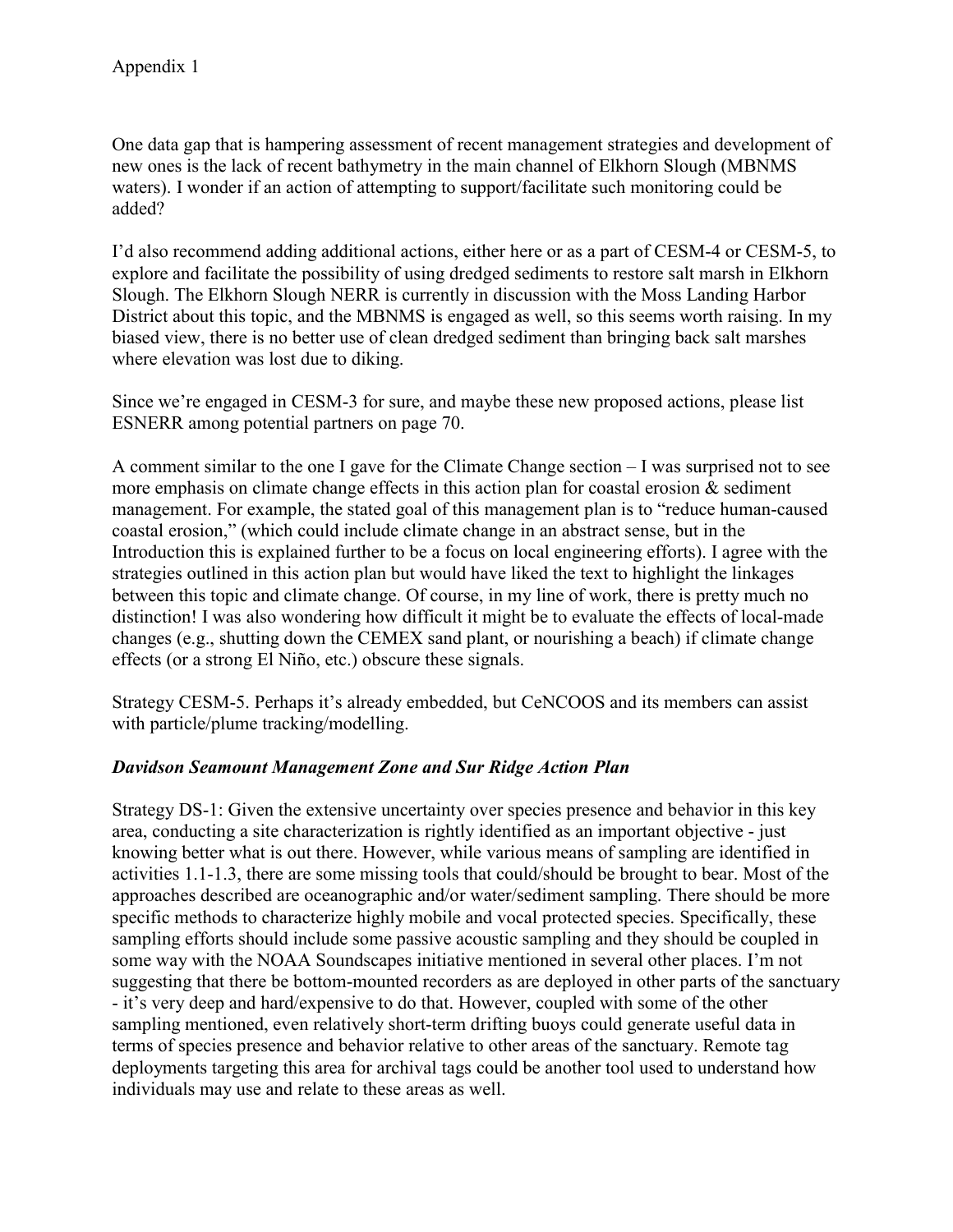Appendix 1

One data gap that is hampering assessment of recent management strategies and development of new ones is the lack of recent bathymetry in the main channel of Elkhorn Slough (MBNMS waters). I wonder if an action of attempting to support/facilitate such monitoring could be added?

I'd also recommend adding additional actions, either here or as a part of CESM-4 or CESM-5, to explore and facilitate the possibility of using dredged sediments to restore salt marsh in Elkhorn Slough. The Elkhorn Slough NERR is currently in discussion with the Moss Landing Harbor District about this topic, and the MBNMS is engaged as well, so this seems worth raising. In my biased view, there is no better use of clean dredged sediment than bringing back salt marshes where elevation was lost due to diking.

Since we're engaged in CESM-3 for sure, and maybe these new proposed actions, please list ESNERR among potential partners on page 70.

A comment similar to the one I gave for the Climate Change section – I was surprised not to see more emphasis on climate change effects in this action plan for coastal erosion & sediment management. For example, the stated goal of this management plan is to "reduce human-caused coastal erosion," (which could include climate change in an abstract sense, but in the Introduction this is explained further to be a focus on local engineering efforts). I agree with the strategies outlined in this action plan but would have liked the text to highlight the linkages between this topic and climate change. Of course, in my line of work, there is pretty much no distinction! I was also wondering how difficult it might be to evaluate the effects of local-made changes (e.g., shutting down the CEMEX sand plant, or nourishing a beach) if climate change effects (or a strong El Niño, etc.) obscure these signals.

Strategy CESM-5. Perhaps it's already embedded, but CeNCOOS and its members can assist with particle/plume tracking/modelling.

### *Davidson Seamount Management Zone and Sur Ridge Action Plan*

Strategy DS-1: Given the extensive uncertainty over species presence and behavior in this key area, conducting a site characterization is rightly identified as an important objective - just knowing better what is out there. However, while various means of sampling are identified in activities 1.1-1.3, there are some missing tools that could/should be brought to bear. Most of the approaches described are oceanographic and/or water/sediment sampling. There should be more specific methods to characterize highly mobile and vocal protected species. Specifically, these sampling efforts should include some passive acoustic sampling and they should be coupled in some way with the NOAA Soundscapes initiative mentioned in several other places. I'm not suggesting that there be bottom-mounted recorders as are deployed in other parts of the sanctuary - it's very deep and hard/expensive to do that. However, coupled with some of the other sampling mentioned, even relatively short-term drifting buoys could generate useful data in terms of species presence and behavior relative to other areas of the sanctuary. Remote tag deployments targeting this area for archival tags could be another tool used to understand how individuals may use and relate to these areas as well.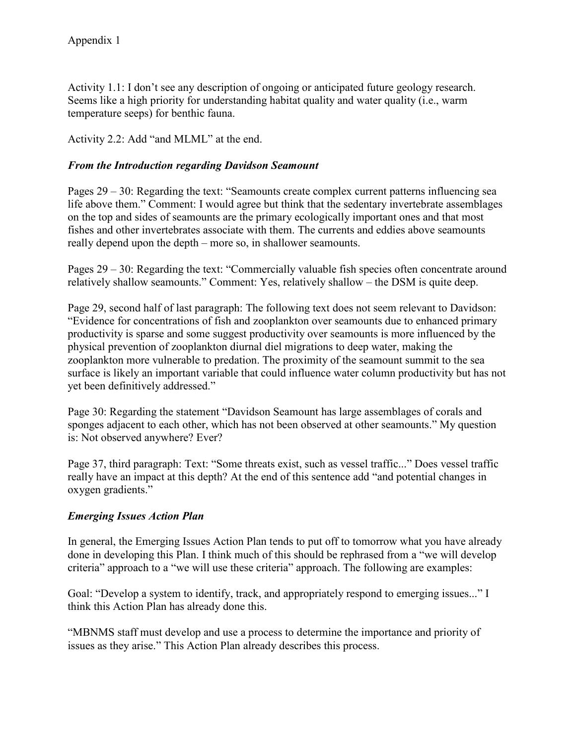Appendix 1

Activity 1.1: I don't see any description of ongoing or anticipated future geology research. Seems like a high priority for understanding habitat quality and water quality (i.e., warm temperature seeps) for benthic fauna.

Activity 2.2: Add "and MLML" at the end.

### *From the Introduction regarding Davidson Seamount*

Pages 29 – 30: Regarding the text: "Seamounts create complex current patterns influencing sea life above them." Comment: I would agree but think that the sedentary invertebrate assemblages on the top and sides of seamounts are the primary ecologically important ones and that most fishes and other invertebrates associate with them. The currents and eddies above seamounts really depend upon the depth – more so, in shallower seamounts.

Pages 29 – 30: Regarding the text: "Commercially valuable fish species often concentrate around relatively shallow seamounts." Comment: Yes, relatively shallow – the DSM is quite deep.

Page 29, second half of last paragraph: The following text does not seem relevant to Davidson: "Evidence for concentrations of fish and zooplankton over seamounts due to enhanced primary productivity is sparse and some suggest productivity over seamounts is more influenced by the physical prevention of zooplankton diurnal diel migrations to deep water, making the zooplankton more vulnerable to predation. The proximity of the seamount summit to the sea surface is likely an important variable that could influence water column productivity but has not yet been definitively addressed."

Page 30: Regarding the statement "Davidson Seamount has large assemblages of corals and sponges adjacent to each other, which has not been observed at other seamounts." My question is: Not observed anywhere? Ever?

Page 37, third paragraph: Text: "Some threats exist, such as vessel traffic..." Does vessel traffic really have an impact at this depth? At the end of this sentence add "and potential changes in oxygen gradients."

### *Emerging Issues Action Plan*

In general, the Emerging Issues Action Plan tends to put off to tomorrow what you have already done in developing this Plan. I think much of this should be rephrased from a "we will develop criteria" approach to a "we will use these criteria" approach. The following are examples:

Goal: "Develop a system to identify, track, and appropriately respond to emerging issues..." I think this Action Plan has already done this.

"MBNMS staff must develop and use a process to determine the importance and priority of issues as they arise." This Action Plan already describes this process.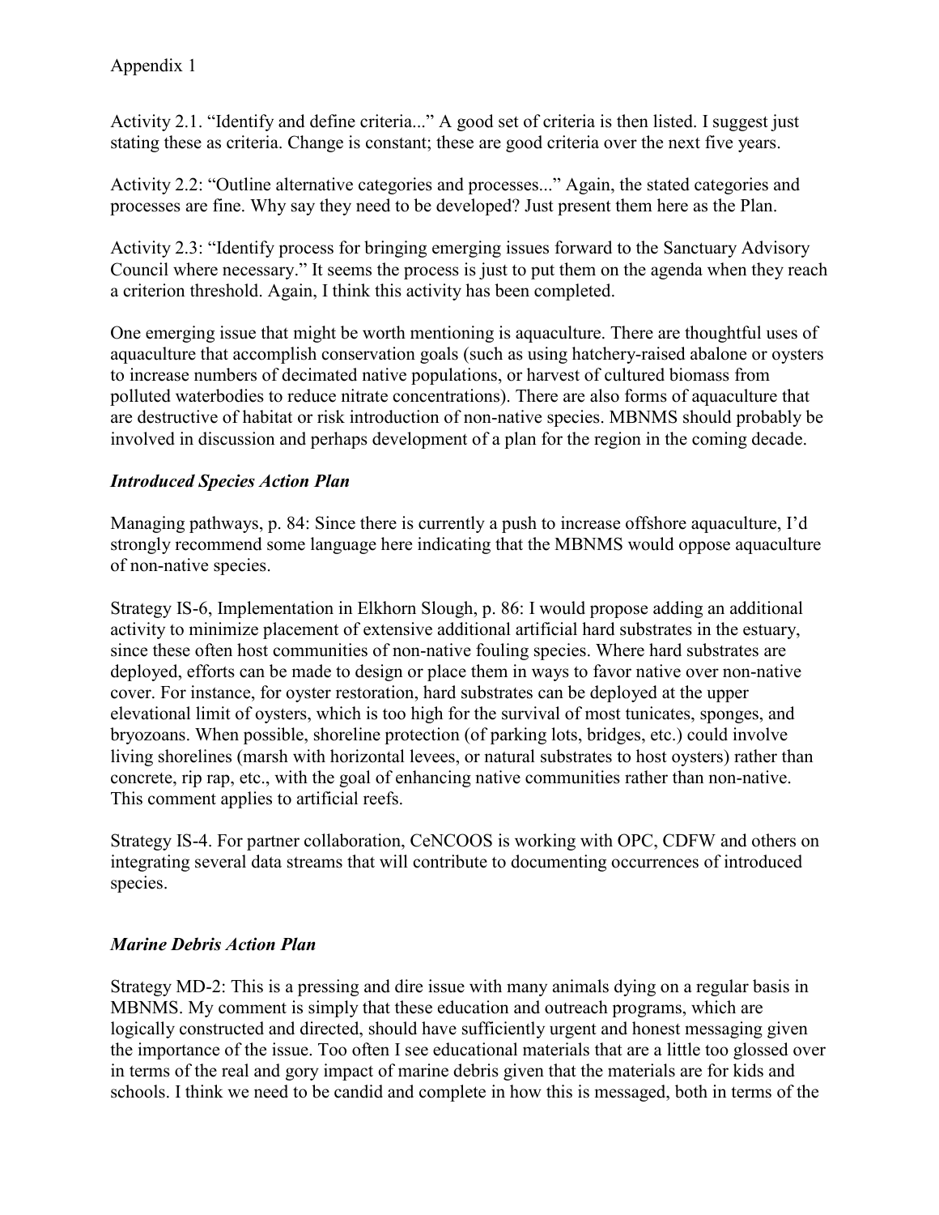Appendix 1

Activity 2.1. "Identify and define criteria..." A good set of criteria is then listed. I suggest just stating these as criteria. Change is constant; these are good criteria over the next five years.

Activity 2.2: "Outline alternative categories and processes..." Again, the stated categories and processes are fine. Why say they need to be developed? Just present them here as the Plan.

Activity 2.3: "Identify process for bringing emerging issues forward to the Sanctuary Advisory Council where necessary." It seems the process is just to put them on the agenda when they reach a criterion threshold. Again, I think this activity has been completed.

One emerging issue that might be worth mentioning is aquaculture. There are thoughtful uses of aquaculture that accomplish conservation goals (such as using hatchery-raised abalone or oysters to increase numbers of decimated native populations, or harvest of cultured biomass from polluted waterbodies to reduce nitrate concentrations). There are also forms of aquaculture that are destructive of habitat or risk introduction of non-native species. MBNMS should probably be involved in discussion and perhaps development of a plan for the region in the coming decade.

### *Introduced Species Action Plan*

Managing pathways, p. 84: Since there is currently a push to increase offshore aquaculture, I'd strongly recommend some language here indicating that the MBNMS would oppose aquaculture of non-native species.

Strategy IS-6, Implementation in Elkhorn Slough, p. 86: I would propose adding an additional activity to minimize placement of extensive additional artificial hard substrates in the estuary, since these often host communities of non-native fouling species. Where hard substrates are deployed, efforts can be made to design or place them in ways to favor native over non-native cover. For instance, for oyster restoration, hard substrates can be deployed at the upper elevational limit of oysters, which is too high for the survival of most tunicates, sponges, and bryozoans. When possible, shoreline protection (of parking lots, bridges, etc.) could involve living shorelines (marsh with horizontal levees, or natural substrates to host oysters) rather than concrete, rip rap, etc., with the goal of enhancing native communities rather than non-native. This comment applies to artificial reefs.

Strategy IS-4. For partner collaboration, CeNCOOS is working with OPC, CDFW and others on integrating several data streams that will contribute to documenting occurrences of introduced species.

### *Marine Debris Action Plan*

Strategy MD-2: This is a pressing and dire issue with many animals dying on a regular basis in MBNMS. My comment is simply that these education and outreach programs, which are logically constructed and directed, should have sufficiently urgent and honest messaging given the importance of the issue. Too often I see educational materials that are a little too glossed over in terms of the real and gory impact of marine debris given that the materials are for kids and schools. I think we need to be candid and complete in how this is messaged, both in terms of the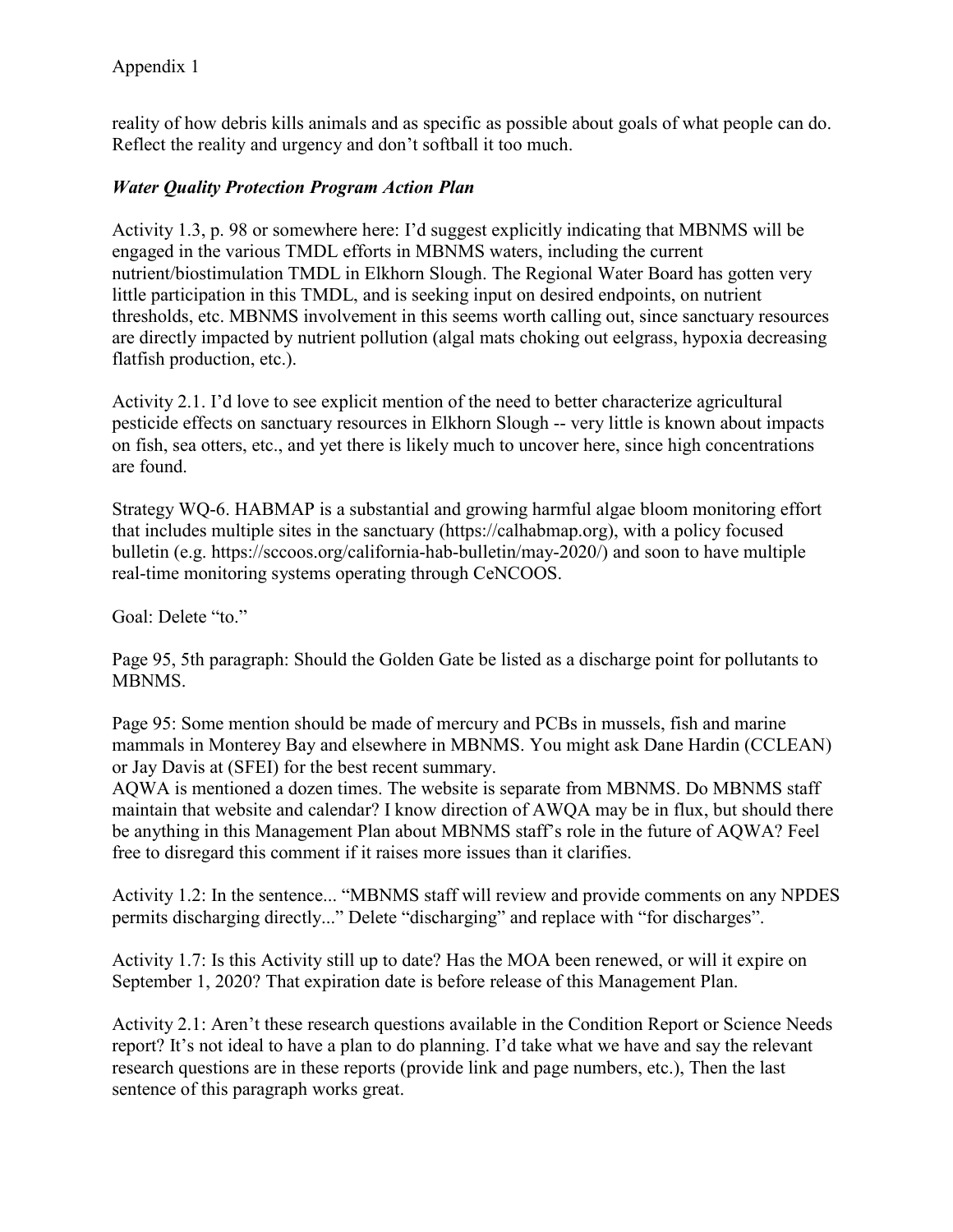reality of how debris kills animals and as specific as possible about goals of what people can do. Reflect the reality and urgency and don't softball it too much.

### *Water Quality Protection Program Action Plan*

Activity 1.3, p. 98 or somewhere here: I'd suggest explicitly indicating that MBNMS will be engaged in the various TMDL efforts in MBNMS waters, including the current nutrient/biostimulation TMDL in Elkhorn Slough. The Regional Water Board has gotten very little participation in this TMDL, and is seeking input on desired endpoints, on nutrient thresholds, etc. MBNMS involvement in this seems worth calling out, since sanctuary resources are directly impacted by nutrient pollution (algal mats choking out eelgrass, hypoxia decreasing flatfish production, etc.).

Activity 2.1. I'd love to see explicit mention of the need to better characterize agricultural pesticide effects on sanctuary resources in Elkhorn Slough -- very little is known about impacts on fish, sea otters, etc., and yet there is likely much to uncover here, since high concentrations are found.

Strategy WQ-6. HABMAP is a substantial and growing harmful algae bloom monitoring effort that includes multiple sites in the sanctuary (https://calhabmap.org), with a policy focused bulletin (e.g. https://sccoos.org/california-hab-bulletin/may-2020/) and soon to have multiple real-time monitoring systems operating through CeNCOOS.

Goal: Delete "to."

Page 95, 5th paragraph: Should the Golden Gate be listed as a discharge point for pollutants to MBNMS.

Page 95: Some mention should be made of mercury and PCBs in mussels, fish and marine mammals in Monterey Bay and elsewhere in MBNMS. You might ask Dane Hardin (CCLEAN) or Jay Davis at (SFEI) for the best recent summary.
AQWA is mentioned a dozen times. The website is separate from MBNMS. Do MBNMS staff maintain that website and calendar? I know direction of AWQA may be in flux, but should there be anything in this Management Plan about MBNMS staff's role in the future of AQWA? Feel free to disregard this comment if it raises more issues than it clarifies.

Activity 1.2: In the sentence... "MBNMS staff will review and provide comments on any NPDES permits discharging directly..." Delete "discharging" and replace with "for discharges".

Activity 1.7: Is this Activity still up to date? Has the MOA been renewed, or will it expire on September 1, 2020? That expiration date is before release of this Management Plan.

Activity 2.1: Aren't these research questions available in the Condition Report or Science Needs report? It's not ideal to have a plan to do planning. I'd take what we have and say the relevant research questions are in these reports (provide link and page numbers, etc.), Then the last sentence of this paragraph works great.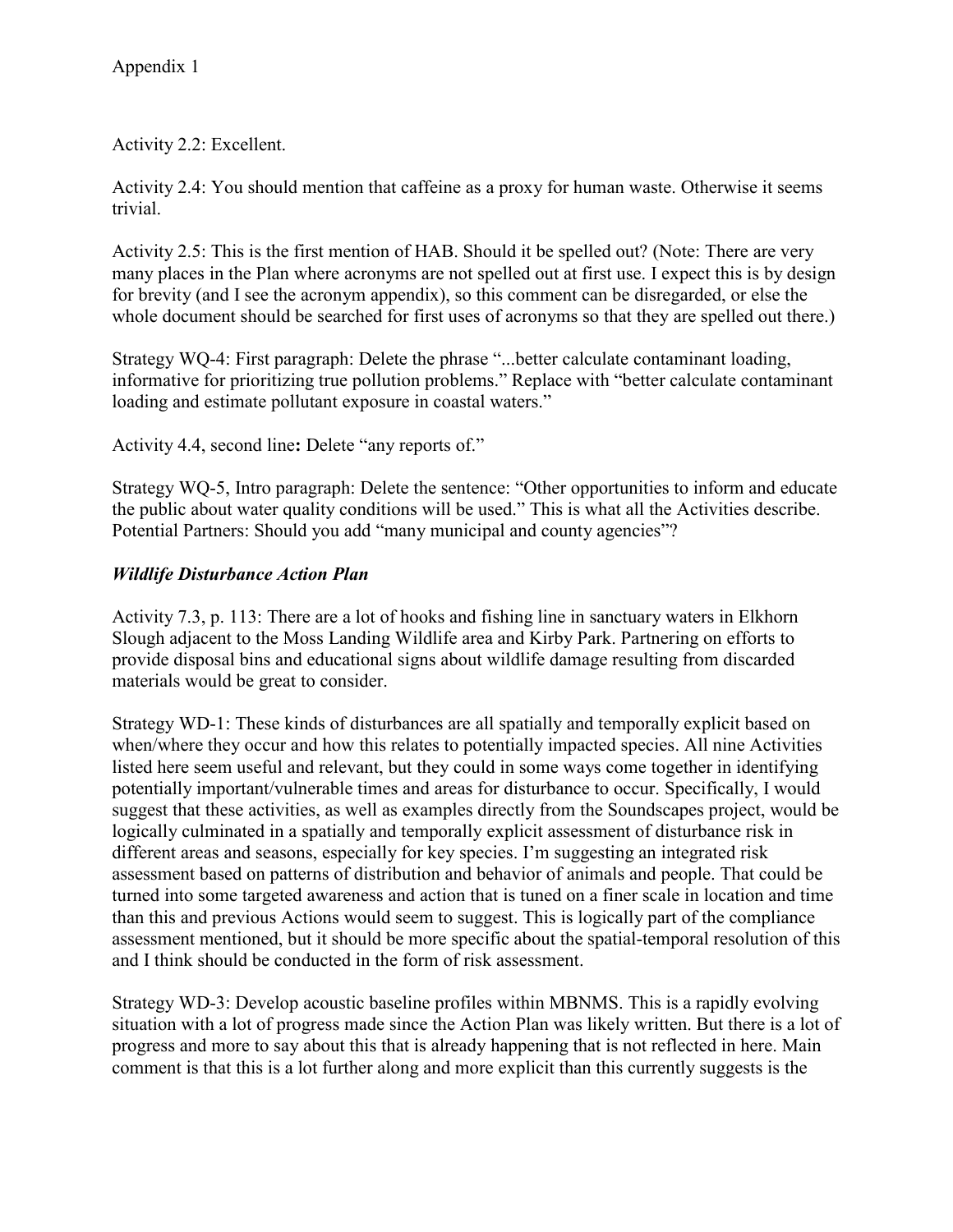Appendix 1

Activity 2.2: Excellent.

Activity 2.4: You should mention that caffeine as a proxy for human waste. Otherwise it seems trivial.

Activity 2.5: This is the first mention of HAB. Should it be spelled out? (Note: There are very many places in the Plan where acronyms are not spelled out at first use. I expect this is by design for brevity (and I see the acronym appendix), so this comment can be disregarded, or else the whole document should be searched for first uses of acronyms so that they are spelled out there.)

Strategy WQ-4: First paragraph: Delete the phrase "...better calculate contaminant loading, informative for prioritizing true pollution problems." Replace with "better calculate contaminant loading and estimate pollutant exposure in coastal waters."

Activity 4.4, second line**:** Delete "any reports of."

Strategy WQ-5, Intro paragraph: Delete the sentence: "Other opportunities to inform and educate the public about water quality conditions will be used." This is what all the Activities describe. Potential Partners: Should you add "many municipal and county agencies"?

### *Wildlife Disturbance Action Plan*

Activity 7.3, p. 113: There are a lot of hooks and fishing line in sanctuary waters in Elkhorn Slough adjacent to the Moss Landing Wildlife area and Kirby Park. Partnering on efforts to provide disposal bins and educational signs about wildlife damage resulting from discarded materials would be great to consider.

Strategy WD-1: These kinds of disturbances are all spatially and temporally explicit based on when/where they occur and how this relates to potentially impacted species. All nine Activities listed here seem useful and relevant, but they could in some ways come together in identifying potentially important/vulnerable times and areas for disturbance to occur. Specifically, I would suggest that these activities, as well as examples directly from the Soundscapes project, would be logically culminated in a spatially and temporally explicit assessment of disturbance risk in different areas and seasons, especially for key species. I'm suggesting an integrated risk assessment based on patterns of distribution and behavior of animals and people. That could be turned into some targeted awareness and action that is tuned on a finer scale in location and time than this and previous Actions would seem to suggest. This is logically part of the compliance assessment mentioned, but it should be more specific about the spatial-temporal resolution of this and I think should be conducted in the form of risk assessment.

Strategy WD-3: Develop acoustic baseline profiles within MBNMS. This is a rapidly evolving situation with a lot of progress made since the Action Plan was likely written. But there is a lot of progress and more to say about this that is already happening that is not reflected in here. Main comment is that this is a lot further along and more explicit than this currently suggests is the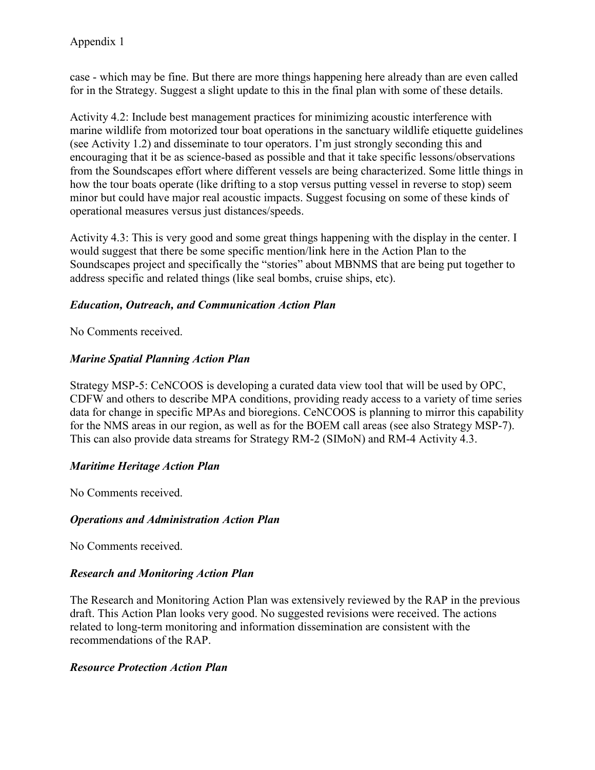case - which may be fine. But there are more things happening here already than are even called for in the Strategy. Suggest a slight update to this in the final plan with some of these details.

Activity 4.2: Include best management practices for minimizing acoustic interference with marine wildlife from motorized tour boat operations in the sanctuary wildlife etiquette guidelines (see Activity 1.2) and disseminate to tour operators. I'm just strongly seconding this and encouraging that it be as science-based as possible and that it take specific lessons/observations from the Soundscapes effort where different vessels are being characterized. Some little things in how the tour boats operate (like drifting to a stop versus putting vessel in reverse to stop) seem minor but could have major real acoustic impacts. Suggest focusing on some of these kinds of operational measures versus just distances/speeds.

Activity 4.3: This is very good and some great things happening with the display in the center. I would suggest that there be some specific mention/link here in the Action Plan to the Soundscapes project and specifically the "stories" about MBNMS that are being put together to address specific and related things (like seal bombs, cruise ships, etc).

### *Education, Outreach, and Communication Action Plan*

No Comments received.

### *Marine Spatial Planning Action Plan*

Strategy MSP-5: CeNCOOS is developing a curated data view tool that will be used by OPC, CDFW and others to describe MPA conditions, providing ready access to a variety of time series data for change in specific MPAs and bioregions. CeNCOOS is planning to mirror this capability for the NMS areas in our region, as well as for the BOEM call areas (see also Strategy MSP-7). This can also provide data streams for Strategy RM-2 (SIMoN) and RM-4 Activity 4.3.

### *Maritime Heritage Action Plan*

No Comments received.

### *Operations and Administration Action Plan*

No Comments received.

### *Research and Monitoring Action Plan*

The Research and Monitoring Action Plan was extensively reviewed by the RAP in the previous draft. This Action Plan looks very good. No suggested revisions were received. The actions related to long-term monitoring and information dissemination are consistent with the recommendations of the RAP.

### *Resource Protection Action Plan*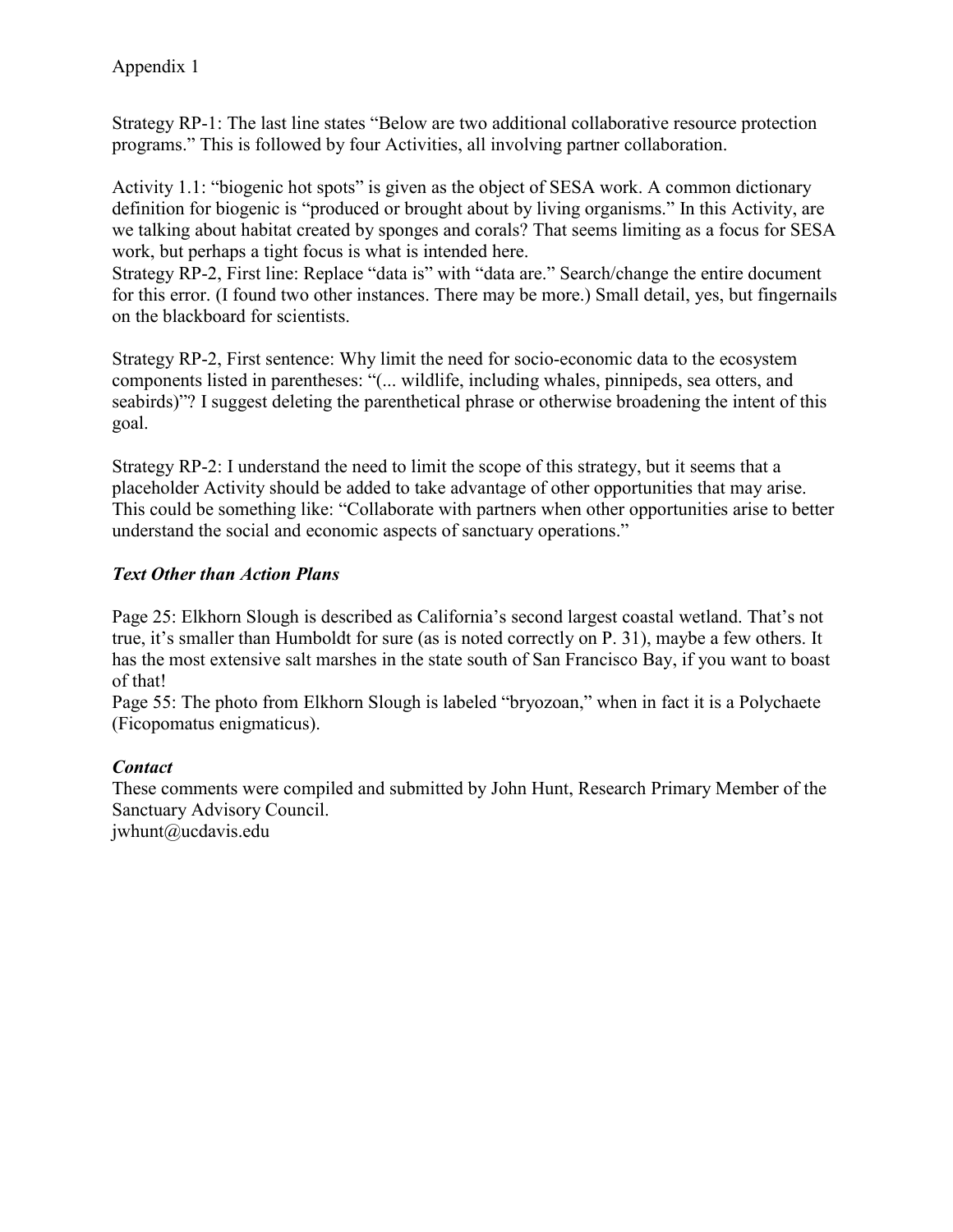Appendix 1

Strategy RP-1: The last line states "Below are two additional collaborative resource protection programs." This is followed by four Activities, all involving partner collaboration.

Activity 1.1: "biogenic hot spots" is given as the object of SESA work. A common dictionary definition for biogenic is "produced or brought about by living organisms." In this Activity, are we talking about habitat created by sponges and corals? That seems limiting as a focus for SESA work, but perhaps a tight focus is what is intended here.
Strategy RP-2, First line: Replace "data is" with "data are." Search/change the entire document for this error. (I found two other instances. There may be more.) Small detail, yes, but fingernails on the blackboard for scientists.

Strategy RP-2, First sentence: Why limit the need for socio-economic data to the ecosystem components listed in parentheses: "(... wildlife, including whales, pinnipeds, sea otters, and seabirds)"? I suggest deleting the parenthetical phrase or otherwise broadening the intent of this goal.

Strategy RP-2: I understand the need to limit the scope of this strategy, but it seems that a placeholder Activity should be added to take advantage of other opportunities that may arise. This could be something like: "Collaborate with partners when other opportunities arise to better understand the social and economic aspects of sanctuary operations."

### *Text Other than Action Plans*

Page 25: Elkhorn Slough is described as California's second largest coastal wetland. That's not true, it's smaller than Humboldt for sure (as is noted correctly on P. 31), maybe a few others. It has the most extensive salt marshes in the state south of San Francisco Bay, if you want to boast of that!
Page 55: The photo from Elkhorn Slough is labeled "bryozoan," when in fact it is a Polychaete (Ficopomatus enigmaticus).

### *Contact*

These comments were compiled and submitted by John Hunt, Research Primary Member of the Sanctuary Advisory Council.
jwhunt@ucdavis.edu